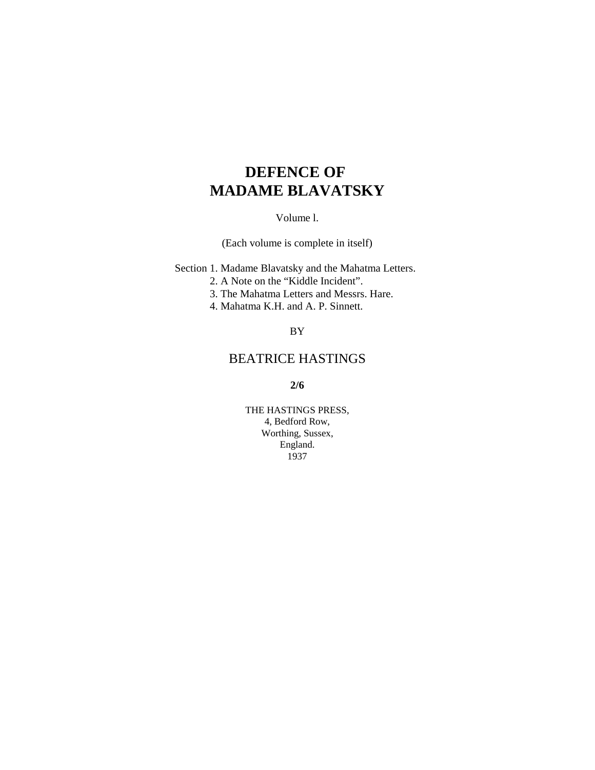# DEFENCE OF MADAME BLAVATSKY

Volume l.

(Each volume is complete in itself)

Section 1. Madame Blavatsky and the Mahatma Letters.
2. A Note on the "Kiddle Incident".
3. The Mahatma Letters and Messrs. Hare.
4. Mahatma K.H. and A. P. Sinnett.

BY

BEATRICE HASTINGS

**2/6**

THE HASTINGS PRESS,
4, Bedford Row,
Worthing, Sussex,
England.
1937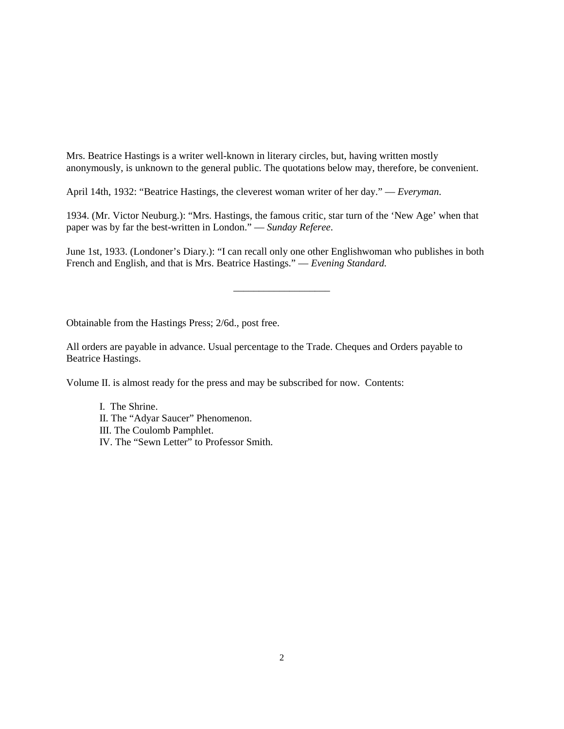Mrs. Beatrice Hastings is a writer well-known in literary circles, but, having written mostly anonymously, is unknown to the general public. The quotations below may, therefore, be convenient.

April 14th, 1932: "Beatrice Hastings, the cleverest woman writer of her day." — *Everyman.*

1934. (Mr. Victor Neuburg.): "Mrs. Hastings, the famous critic, star turn of the 'New Age' when that paper was by far the best-written in London." — *Sunday Referee*.

June 1st, 1933. (Londoner's Diary.): "I can recall only one other Englishwoman who publishes in both French and English, and that is Mrs. Beatrice Hastings." — *Evening Standard.*

---

Obtainable from the Hastings Press; 2/6d., post free.

All orders are payable in advance. Usual percentage to the Trade. Cheques and Orders payable to Beatrice Hastings.

Volume II. is almost ready for the press and may be subscribed for now. Contents:

I. The Shrine.
II. The "Adyar Saucer" Phenomenon.
III. The Coulomb Pamphlet.
IV. The "Sewn Letter" to Professor Smith.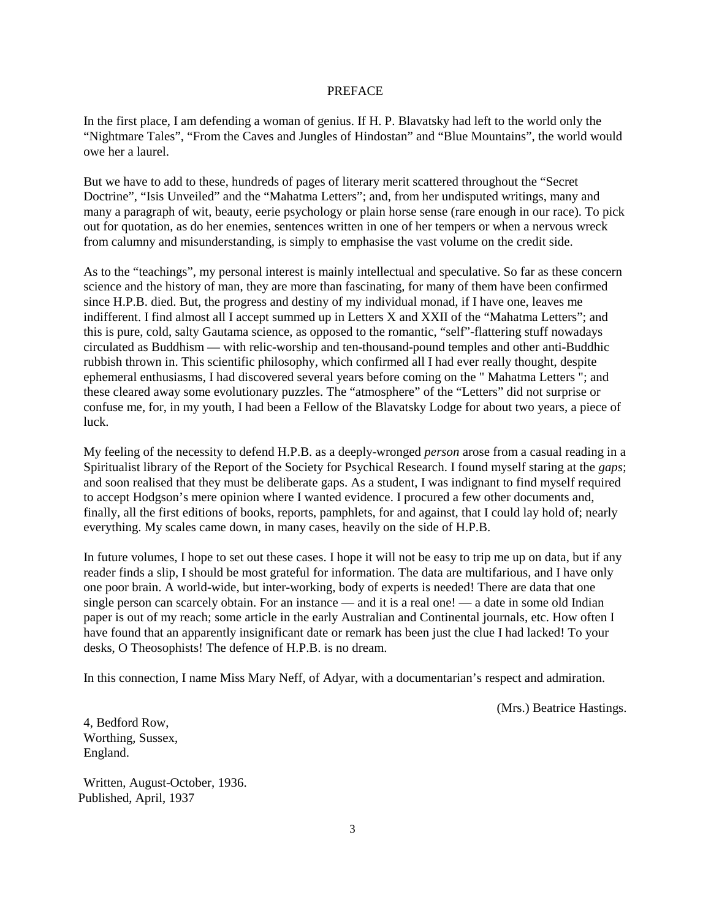## PREFACE

In the first place, I am defending a woman of genius. If H. P. Blavatsky had left to the world only the "Nightmare Tales", "From the Caves and Jungles of Hindostan" and "Blue Mountains", the world would owe her a laurel.

But we have to add to these, hundreds of pages of literary merit scattered throughout the "Secret Doctrine", "Isis Unveiled" and the "Mahatma Letters"; and, from her undisputed writings, many and many a paragraph of wit, beauty, eerie psychology or plain horse sense (rare enough in our race). To pick out for quotation, as do her enemies, sentences written in one of her tempers or when a nervous wreck from calumny and misunderstanding, is simply to emphasise the vast volume on the credit side.

As to the "teachings", my personal interest is mainly intellectual and speculative. So far as these concern science and the history of man, they are more than fascinating, for many of them have been confirmed since H.P.B. died. But, the progress and destiny of my individual monad, if I have one, leaves me indifferent. I find almost all I accept summed up in Letters X and XXII of the "Mahatma Letters"; and this is pure, cold, salty Gautama science, as opposed to the romantic, "self"-flattering stuff nowadays circulated as Buddhism — with relic-worship and ten-thousand-pound temples and other anti-Buddhic rubbish thrown in. This scientific philosophy, which confirmed all I had ever really thought, despite ephemeral enthusiasms, I had discovered several years before coming on the " Mahatma Letters "; and these cleared away some evolutionary puzzles. The "atmosphere" of the "Letters" did not surprise or confuse me, for, in my youth, I had been a Fellow of the Blavatsky Lodge for about two years, a piece of luck.

My feeling of the necessity to defend H.P.B. as a deeply-wronged *person* arose from a casual reading in a Spiritualist library of the Report of the Society for Psychical Research. I found myself staring at the *gaps*; and soon realised that they must be deliberate gaps. As a student, I was indignant to find myself required to accept Hodgson's mere opinion where I wanted evidence. I procured a few other documents and, finally, all the first editions of books, reports, pamphlets, for and against, that I could lay hold of; nearly everything. My scales came down, in many cases, heavily on the side of H.P.B.

In future volumes, I hope to set out these cases. I hope it will not be easy to trip me up on data, but if any reader finds a slip, I should be most grateful for information. The data are multifarious, and I have only one poor brain. A world-wide, but inter-working, body of experts is needed! There are data that one single person can scarcely obtain. For an instance — and it is a real one! — a date in some old Indian paper is out of my reach; some article in the early Australian and Continental journals, etc. How often I have found that an apparently insignificant date or remark has been just the clue I had lacked! To your desks, O Theosophists! The defence of H.P.B. is no dream.

In this connection, I name Miss Mary Neff, of Adyar, with a documentarian's respect and admiration.

(Mrs.) Beatrice Hastings.

4, Bedford Row,
Worthing, Sussex,
England.

Written, August-October, 1936.
Published, April, 1937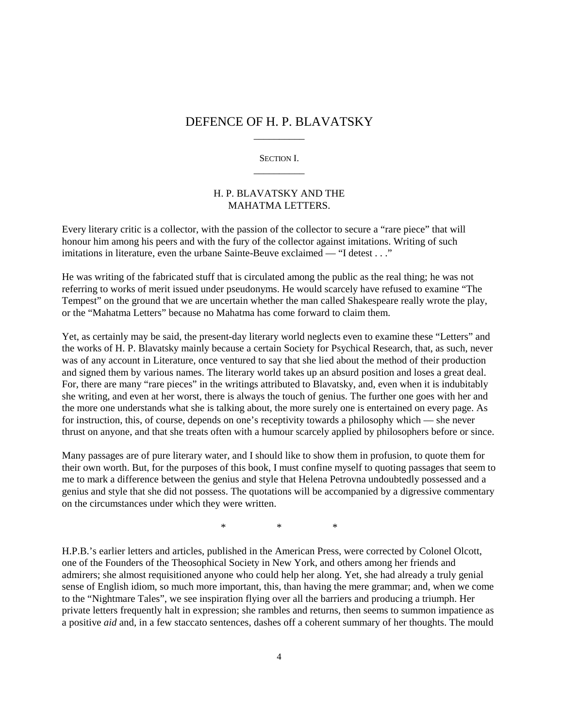# DEFENCE OF H. P. BLAVATSKY

## SECTION I.

### H. P. BLAVATSKY AND THE MAHATMA LETTERS.

Every literary critic is a collector, with the passion of the collector to secure a "rare piece" that will honour him among his peers and with the fury of the collector against imitations. Writing of such imitations in literature, even the urbane Sainte-Beuve exclaimed — "I detest . . ."

He was writing of the fabricated stuff that is circulated among the public as the real thing; he was not referring to works of merit issued under pseudonyms. He would scarcely have refused to examine "The Tempest" on the ground that we are uncertain whether the man called Shakespeare really wrote the play, or the "Mahatma Letters" because no Mahatma has come forward to claim them.

Yet, as certainly may be said, the present-day literary world neglects even to examine these "Letters" and the works of H. P. Blavatsky mainly because a certain Society for Psychical Research, that, as such, never was of any account in Literature, once ventured to say that she lied about the method of their production and signed them by various names. The literary world takes up an absurd position and loses a great deal. For, there are many "rare pieces" in the writings attributed to Blavatsky, and, even when it is indubitably she writing, and even at her worst, there is always the touch of genius. The further one goes with her and the more one understands what she is talking about, the more surely one is entertained on every page. As for instruction, this, of course, depends on one's receptivity towards a philosophy which — she never thrust on anyone, and that she treats often with a humour scarcely applied by philosophers before or since.

Many passages are of pure literary water, and I should like to show them in profusion, to quote them for their own worth. But, for the purposes of this book, I must confine myself to quoting passages that seem to me to mark a difference between the genius and style that Helena Petrovna undoubtedly possessed and a genius and style that she did not possess. The quotations will be accompanied by a digressive commentary on the circumstances under which they were written.

\*　　　\*　　　\*

H.P.B.'s earlier letters and articles, published in the American Press, were corrected by Colonel Olcott, one of the Founders of the Theosophical Society in New York, and others among her friends and admirers; she almost requisitioned anyone who could help her along. Yet, she had already a truly genial sense of English idiom, so much more important, this, than having the mere grammar; and, when we come to the "Nightmare Tales", we see inspiration flying over all the barriers and producing a triumph. Her private letters frequently halt in expression; she rambles and returns, then seems to summon impatience as a positive *aid* and, in a few staccato sentences, dashes off a coherent summary of her thoughts. The mould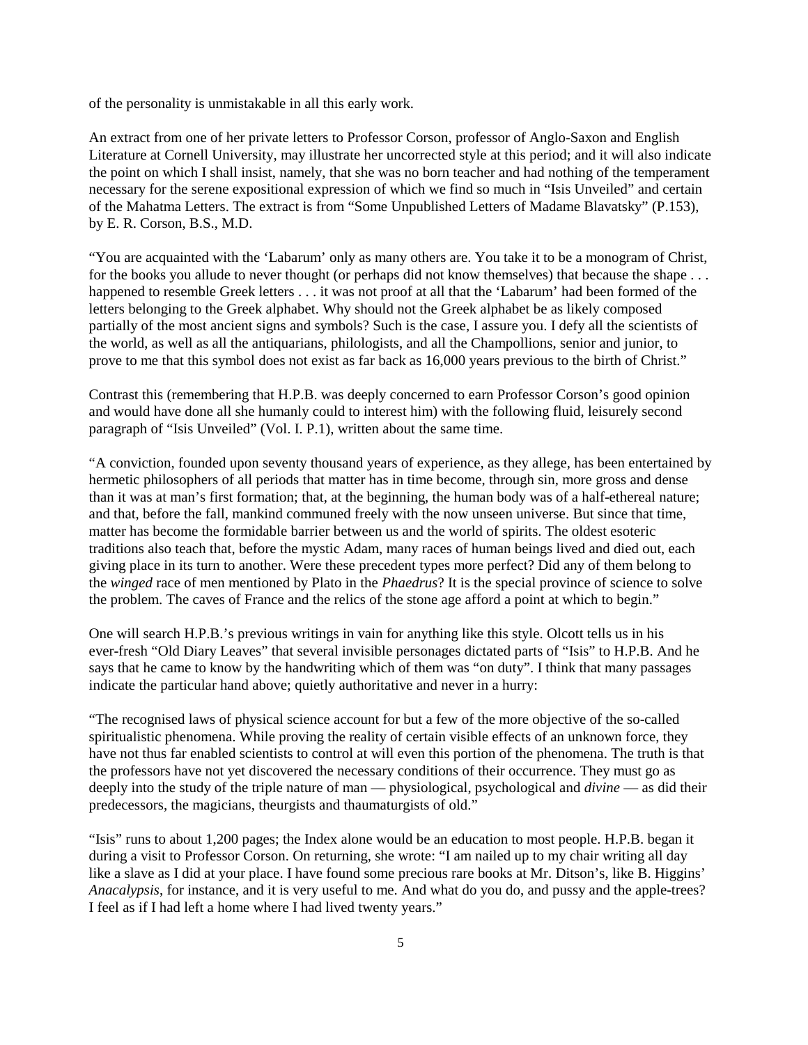of the personality is unmistakable in all this early work.

An extract from one of her private letters to Professor Corson, professor of Anglo-Saxon and English Literature at Cornell University, may illustrate her uncorrected style at this period; and it will also indicate the point on which I shall insist, namely, that she was no born teacher and had nothing of the temperament necessary for the serene expositional expression of which we find so much in "Isis Unveiled" and certain of the Mahatma Letters. The extract is from "Some Unpublished Letters of Madame Blavatsky" (P.153), by E. R. Corson, B.S., M.D.

"You are acquainted with the 'Labarum' only as many others are. You take it to be a monogram of Christ, for the books you allude to never thought (or perhaps did not know themselves) that because the shape . . . happened to resemble Greek letters . . . it was not proof at all that the 'Labarum' had been formed of the letters belonging to the Greek alphabet. Why should not the Greek alphabet be as likely composed partially of the most ancient signs and symbols? Such is the case, I assure you. I defy all the scientists of the world, as well as all the antiquarians, philologists, and all the Champollions, senior and junior, to prove to me that this symbol does not exist as far back as 16,000 years previous to the birth of Christ."

Contrast this (remembering that H.P.B. was deeply concerned to earn Professor Corson's good opinion and would have done all she humanly could to interest him) with the following fluid, leisurely second paragraph of "Isis Unveiled" (Vol. I. P.1), written about the same time.

"A conviction, founded upon seventy thousand years of experience, as they allege, has been entertained by hermetic philosophers of all periods that matter has in time become, through sin, more gross and dense than it was at man's first formation; that, at the beginning, the human body was of a half-ethereal nature; and that, before the fall, mankind communed freely with the now unseen universe. But since that time, matter has become the formidable barrier between us and the world of spirits. The oldest esoteric traditions also teach that, before the mystic Adam, many races of human beings lived and died out, each giving place in its turn to another. Were these precedent types more perfect? Did any of them belong to the *winged* race of men mentioned by Plato in the *Phaedrus*? It is the special province of science to solve the problem. The caves of France and the relics of the stone age afford a point at which to begin."

One will search H.P.B.'s previous writings in vain for anything like this style. Olcott tells us in his ever-fresh "Old Diary Leaves" that several invisible personages dictated parts of "Isis" to H.P.B. And he says that he came to know by the handwriting which of them was "on duty". I think that many passages indicate the particular hand above; quietly authoritative and never in a hurry:

"The recognised laws of physical science account for but a few of the more objective of the so-called spiritualistic phenomena. While proving the reality of certain visible effects of an unknown force, they have not thus far enabled scientists to control at will even this portion of the phenomena. The truth is that the professors have not yet discovered the necessary conditions of their occurrence. They must go as deeply into the study of the triple nature of man — physiological, psychological and *divine* — as did their predecessors, the magicians, theurgists and thaumaturgists of old."

"Isis" runs to about 1,200 pages; the Index alone would be an education to most people. H.P.B. began it during a visit to Professor Corson. On returning, she wrote: "I am nailed up to my chair writing all day like a slave as I did at your place. I have found some precious rare books at Mr. Ditson's, like B. Higgins' *Anacalypsis*, for instance, and it is very useful to me. And what do you do, and pussy and the apple-trees? I feel as if I had left a home where I had lived twenty years."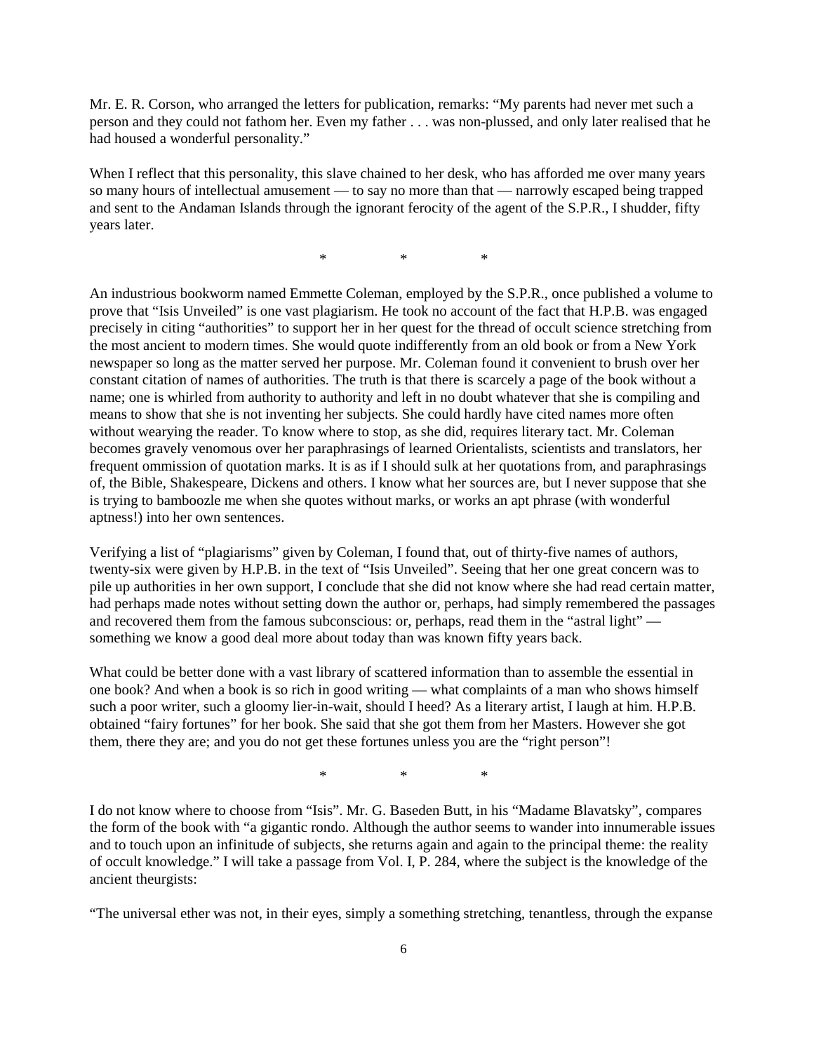Mr. E. R. Corson, who arranged the letters for publication, remarks: "My parents had never met such a person and they could not fathom her. Even my father . . . was non-plussed, and only later realised that he had housed a wonderful personality."

When I reflect that this personality, this slave chained to her desk, who has afforded me over many years so many hours of intellectual amusement — to say no more than that — narrowly escaped being trapped and sent to the Andaman Islands through the ignorant ferocity of the agent of the S.P.R., I shudder, fifty years later.

\* \* \*

An industrious bookworm named Emmette Coleman, employed by the S.P.R., once published a volume to prove that "Isis Unveiled" is one vast plagiarism. He took no account of the fact that H.P.B. was engaged precisely in citing "authorities" to support her in her quest for the thread of occult science stretching from the most ancient to modern times. She would quote indifferently from an old book or from a New York newspaper so long as the matter served her purpose. Mr. Coleman found it convenient to brush over her constant citation of names of authorities. The truth is that there is scarcely a page of the book without a name; one is whirled from authority to authority and left in no doubt whatever that she is compiling and means to show that she is not inventing her subjects. She could hardly have cited names more often without wearying the reader. To know where to stop, as she did, requires literary tact. Mr. Coleman becomes gravely venomous over her paraphrasings of learned Orientalists, scientists and translators, her frequent ommission of quotation marks. It is as if I should sulk at her quotations from, and paraphrasings of, the Bible, Shakespeare, Dickens and others. I know what her sources are, but I never suppose that she is trying to bamboozle me when she quotes without marks, or works an apt phrase (with wonderful aptness!) into her own sentences.

Verifying a list of "plagiarisms" given by Coleman, I found that, out of thirty-five names of authors, twenty-six were given by H.P.B. in the text of "Isis Unveiled". Seeing that her one great concern was to pile up authorities in her own support, I conclude that she did not know where she had read certain matter, had perhaps made notes without setting down the author or, perhaps, had simply remembered the passages and recovered them from the famous subconscious: or, perhaps, read them in the "astral light" — something we know a good deal more about today than was known fifty years back.

What could be better done with a vast library of scattered information than to assemble the essential in one book? And when a book is so rich in good writing — what complaints of a man who shows himself such a poor writer, such a gloomy lier-in-wait, should I heed? As a literary artist, I laugh at him. H.P.B. obtained "fairy fortunes" for her book. She said that she got them from her Masters. However she got them, there they are; and you do not get these fortunes unless you are the "right person"!

\* \* \*

I do not know where to choose from "Isis". Mr. G. Baseden Butt, in his "Madame Blavatsky", compares the form of the book with "a gigantic rondo. Although the author seems to wander into innumerable issues and to touch upon an infinitude of subjects, she returns again and again to the principal theme: the reality of occult knowledge." I will take a passage from Vol. I, P. 284, where the subject is the knowledge of the ancient theurgists:

"The universal ether was not, in their eyes, simply a something stretching, tenantless, through the expanse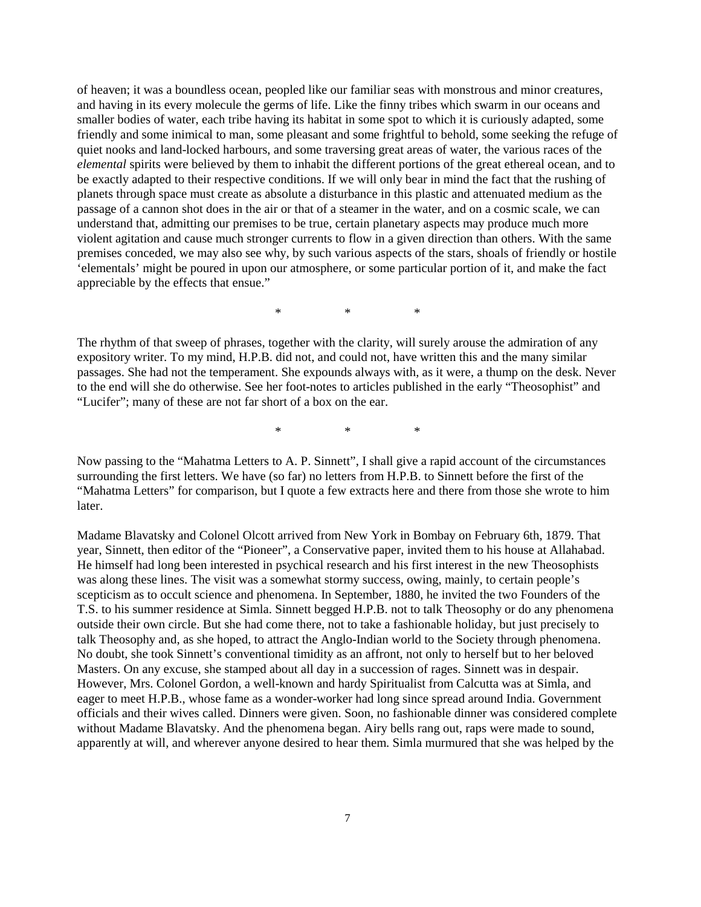of heaven; it was a boundless ocean, peopled like our familiar seas with monstrous and minor creatures, and having in its every molecule the germs of life. Like the finny tribes which swarm in our oceans and smaller bodies of water, each tribe having its habitat in some spot to which it is curiously adapted, some friendly and some inimical to man, some pleasant and some frightful to behold, some seeking the refuge of quiet nooks and land-locked harbours, and some traversing great areas of water, the various races of the *elemental* spirits were believed by them to inhabit the different portions of the great ethereal ocean, and to be exactly adapted to their respective conditions. If we will only bear in mind the fact that the rushing of planets through space must create as absolute a disturbance in this plastic and attenuated medium as the passage of a cannon shot does in the air or that of a steamer in the water, and on a cosmic scale, we can understand that, admitting our premises to be true, certain planetary aspects may produce much more violent agitation and cause much stronger currents to flow in a given direction than others. With the same premises conceded, we may also see why, by such various aspects of the stars, shoals of friendly or hostile 'elementals' might be poured in upon our atmosphere, or some particular portion of it, and make the fact appreciable by the effects that ensue."

\* \* \*

The rhythm of that sweep of phrases, together with the clarity, will surely arouse the admiration of any expository writer. To my mind, H.P.B. did not, and could not, have written this and the many similar passages. She had not the temperament. She expounds always with, as it were, a thump on the desk. Never to the end will she do otherwise. See her foot-notes to articles published in the early "Theosophist" and "Lucifer"; many of these are not far short of a box on the ear.

\* \* \*

Now passing to the "Mahatma Letters to A. P. Sinnett", I shall give a rapid account of the circumstances surrounding the first letters. We have (so far) no letters from H.P.B. to Sinnett before the first of the "Mahatma Letters" for comparison, but I quote a few extracts here and there from those she wrote to him later.

Madame Blavatsky and Colonel Olcott arrived from New York in Bombay on February 6th, 1879. That year, Sinnett, then editor of the "Pioneer", a Conservative paper, invited them to his house at Allahabad. He himself had long been interested in psychical research and his first interest in the new Theosophists was along these lines. The visit was a somewhat stormy success, owing, mainly, to certain people's scepticism as to occult science and phenomena. In September, 1880, he invited the two Founders of the T.S. to his summer residence at Simla. Sinnett begged H.P.B. not to talk Theosophy or do any phenomena outside their own circle. But she had come there, not to take a fashionable holiday, but just precisely to talk Theosophy and, as she hoped, to attract the Anglo-Indian world to the Society through phenomena. No doubt, she took Sinnett's conventional timidity as an affront, not only to herself but to her beloved Masters. On any excuse, she stamped about all day in a succession of rages. Sinnett was in despair. However, Mrs. Colonel Gordon, a well-known and hardy Spiritualist from Calcutta was at Simla, and eager to meet H.P.B., whose fame as a wonder-worker had long since spread around India. Government officials and their wives called. Dinners were given. Soon, no fashionable dinner was considered complete without Madame Blavatsky. And the phenomena began. Airy bells rang out, raps were made to sound, apparently at will, and wherever anyone desired to hear them. Simla murmured that she was helped by the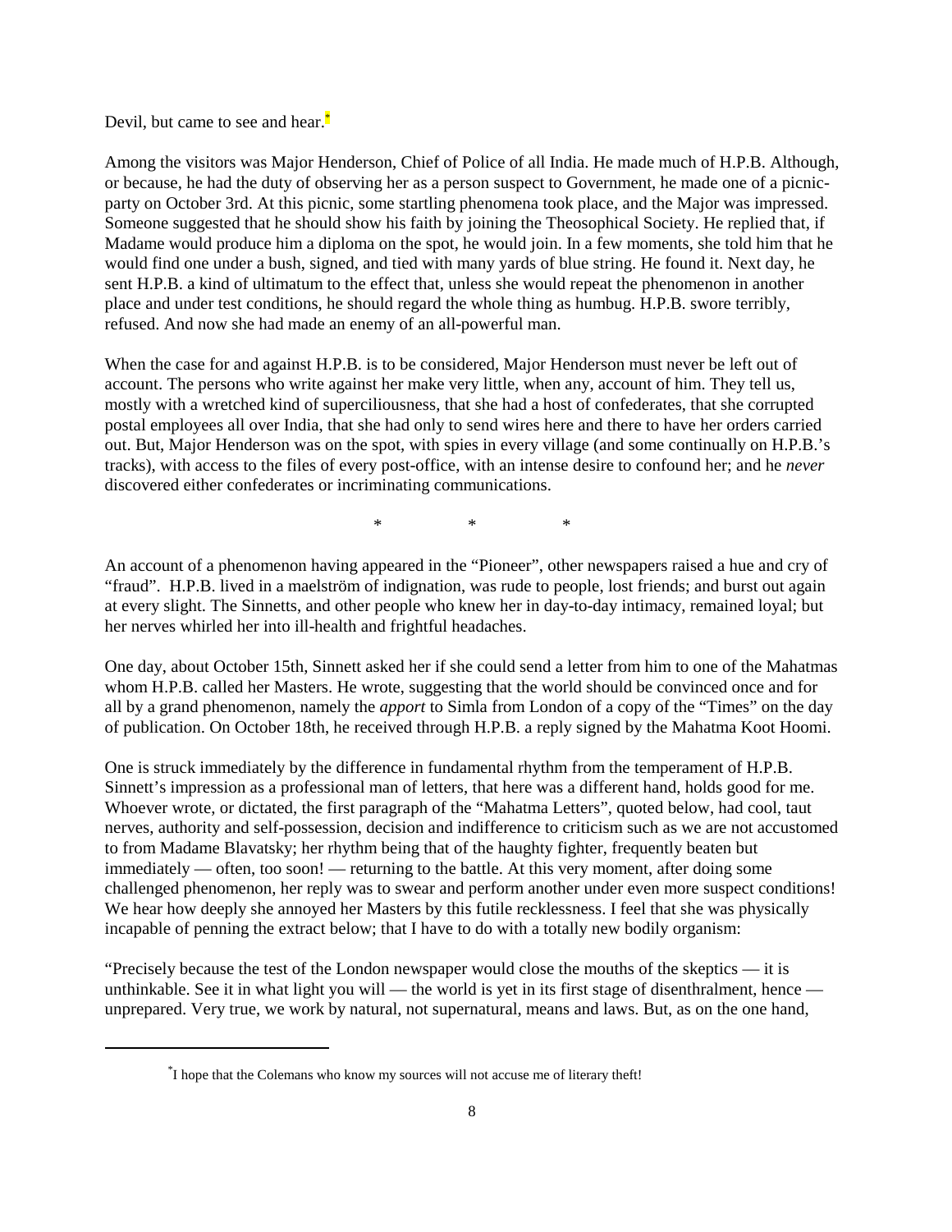Devil, but came to see and hear.[*]

Among the visitors was Major Henderson, Chief of Police of all India. He made much of H.P.B. Although, or because, he had the duty of observing her as a person suspect to Government, he made one of a picnic-party on October 3rd. At this picnic, some startling phenomena took place, and the Major was impressed. Someone suggested that he should show his faith by joining the Theosophical Society. He replied that, if Madame would produce him a diploma on the spot, he would join. In a few moments, she told him that he would find one under a bush, signed, and tied with many yards of blue string. He found it. Next day, he sent H.P.B. a kind of ultimatum to the effect that, unless she would repeat the phenomenon in another place and under test conditions, he should regard the whole thing as humbug. H.P.B. swore terribly, refused. And now she had made an enemy of an all-powerful man.

When the case for and against H.P.B. is to be considered, Major Henderson must never be left out of account. The persons who write against her make very little, when any, account of him. They tell us, mostly with a wretched kind of superciliousness, that she had a host of confederates, that she corrupted postal employees all over India, that she had only to send wires here and there to have her orders carried out. But, Major Henderson was on the spot, with spies in every village (and some continually on H.P.B.'s tracks), with access to the files of every post-office, with an intense desire to confound her; and he *never* discovered either confederates or incriminating communications.

\* \* \*

An account of a phenomenon having appeared in the "Pioneer", other newspapers raised a hue and cry of "fraud". H.P.B. lived in a maelström of indignation, was rude to people, lost friends; and burst out again at every slight. The Sinnetts, and other people who knew her in day-to-day intimacy, remained loyal; but her nerves whirled her into ill-health and frightful headaches.

One day, about October 15th, Sinnett asked her if she could send a letter from him to one of the Mahatmas whom H.P.B. called her Masters. He wrote, suggesting that the world should be convinced once and for all by a grand phenomenon, namely the *apport* to Simla from London of a copy of the "Times" on the day of publication. On October 18th, he received through H.P.B. a reply signed by the Mahatma Koot Hoomi.

One is struck immediately by the difference in fundamental rhythm from the temperament of H.P.B. Sinnett's impression as a professional man of letters, that here was a different hand, holds good for me. Whoever wrote, or dictated, the first paragraph of the "Mahatma Letters", quoted below, had cool, taut nerves, authority and self-possession, decision and indifference to criticism such as we are not accustomed to from Madame Blavatsky; her rhythm being that of the haughty fighter, frequently beaten but immediately — often, too soon! — returning to the battle. At this very moment, after doing some challenged phenomenon, her reply was to swear and perform another under even more suspect conditions! We hear how deeply she annoyed her Masters by this futile recklessness. I feel that she was physically incapable of penning the extract below; that I have to do with a totally new bodily organism:

"Precisely because the test of the London newspaper would close the mouths of the skeptics — it is unthinkable. See it in what light you will — the world is yet in its first stage of disenthralment, hence — unprepared. Very true, we work by natural, not supernatural, means and laws. But, as on the one hand,

---

[*] I hope that the Colemans who know my sources will not accuse me of literary theft!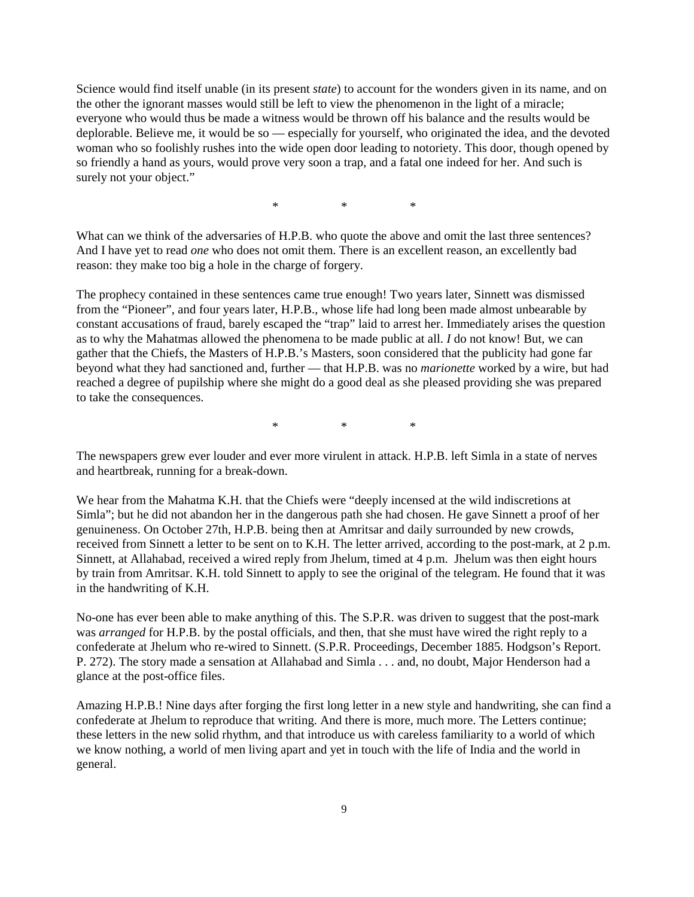Science would find itself unable (in its present *state*) to account for the wonders given in its name, and on the other the ignorant masses would still be left to view the phenomenon in the light of a miracle; everyone who would thus be made a witness would be thrown off his balance and the results would be deplorable. Believe me, it would be so — especially for yourself, who originated the idea, and the devoted woman who so foolishly rushes into the wide open door leading to notoriety. This door, though opened by so friendly a hand as yours, would prove very soon a trap, and a fatal one indeed for her. And such is surely not your object."

\* \* \*

What can we think of the adversaries of H.P.B. who quote the above and omit the last three sentences? And I have yet to read *one* who does not omit them. There is an excellent reason, an excellently bad reason: they make too big a hole in the charge of forgery.

The prophecy contained in these sentences came true enough! Two years later, Sinnett was dismissed from the "Pioneer", and four years later, H.P.B., whose life had long been made almost unbearable by constant accusations of fraud, barely escaped the "trap" laid to arrest her. Immediately arises the question as to why the Mahatmas allowed the phenomena to be made public at all. *I* do not know! But, we can gather that the Chiefs, the Masters of H.P.B.'s Masters, soon considered that the publicity had gone far beyond what they had sanctioned and, further — that H.P.B. was no *marionette* worked by a wire, but had reached a degree of pupilship where she might do a good deal as she pleased providing she was prepared to take the consequences.

\* \* \*

The newspapers grew ever louder and ever more virulent in attack. H.P.B. left Simla in a state of nerves and heartbreak, running for a break-down.

We hear from the Mahatma K.H. that the Chiefs were "deeply incensed at the wild indiscretions at Simla"; but he did not abandon her in the dangerous path she had chosen. He gave Sinnett a proof of her genuineness. On October 27th, H.P.B. being then at Amritsar and daily surrounded by new crowds, received from Sinnett a letter to be sent on to K.H. The letter arrived, according to the post-mark, at 2 p.m. Sinnett, at Allahabad, received a wired reply from Jhelum, timed at 4 p.m. Jhelum was then eight hours by train from Amritsar. K.H. told Sinnett to apply to see the original of the telegram. He found that it was in the handwriting of K.H.

No-one has ever been able to make anything of this. The S.P.R. was driven to suggest that the post-mark was *arranged* for H.P.B. by the postal officials, and then, that she must have wired the right reply to a confederate at Jhelum who re-wired to Sinnett. (S.P.R. Proceedings, December 1885. Hodgson's Report. P. 272). The story made a sensation at Allahabad and Simla . . . and, no doubt, Major Henderson had a glance at the post-office files.

Amazing H.P.B.! Nine days after forging the first long letter in a new style and handwriting, she can find a confederate at Jhelum to reproduce that writing. And there is more, much more. The Letters continue; these letters in the new solid rhythm, and that introduce us with careless familiarity to a world of which we know nothing, a world of men living apart and yet in touch with the life of India and the world in general.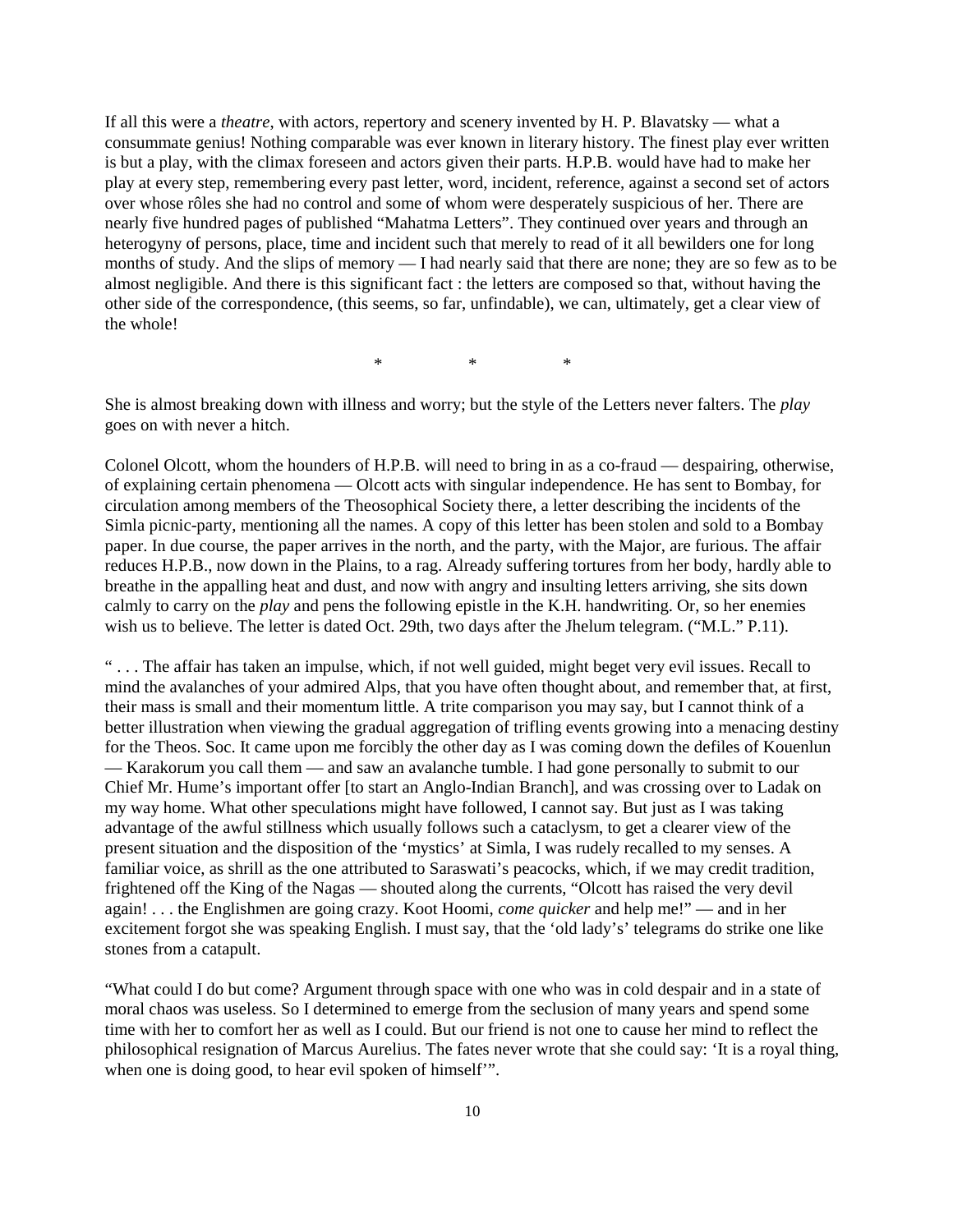If all this were a *theatre*, with actors, repertory and scenery invented by H. P. Blavatsky — what a consummate genius! Nothing comparable was ever known in literary history. The finest play ever written is but a play, with the climax foreseen and actors given their parts. H.P.B. would have had to make her play at every step, remembering every past letter, word, incident, reference, against a second set of actors over whose rôles she had no control and some of whom were desperately suspicious of her. There are nearly five hundred pages of published "Mahatma Letters". They continued over years and through an heterogyny of persons, place, time and incident such that merely to read of it all bewilders one for long months of study. And the slips of memory — I had nearly said that there are none; they are so few as to be almost negligible. And there is this significant fact : the letters are composed so that, without having the other side of the correspondence, (this seems, so far, unfindable), we can, ultimately, get a clear view of the whole!

\* \* \*

She is almost breaking down with illness and worry; but the style of the Letters never falters. The *play* goes on with never a hitch.

Colonel Olcott, whom the hounders of H.P.B. will need to bring in as a co-fraud — despairing, otherwise, of explaining certain phenomena — Olcott acts with singular independence. He has sent to Bombay, for circulation among members of the Theosophical Society there, a letter describing the incidents of the Simla picnic-party, mentioning all the names. A copy of this letter has been stolen and sold to a Bombay paper. In due course, the paper arrives in the north, and the party, with the Major, are furious. The affair reduces H.P.B., now down in the Plains, to a rag. Already suffering tortures from her body, hardly able to breathe in the appalling heat and dust, and now with angry and insulting letters arriving, she sits down calmly to carry on the *play* and pens the following epistle in the K.H. handwriting. Or, so her enemies wish us to believe. The letter is dated Oct. 29th, two days after the Jhelum telegram. ("M.L." P.11).

" . . . The affair has taken an impulse, which, if not well guided, might beget very evil issues. Recall to mind the avalanches of your admired Alps, that you have often thought about, and remember that, at first, their mass is small and their momentum little. A trite comparison you may say, but I cannot think of a better illustration when viewing the gradual aggregation of trifling events growing into a menacing destiny for the Theos. Soc. It came upon me forcibly the other day as I was coming down the defiles of Kouenlun — Karakorum you call them — and saw an avalanche tumble. I had gone personally to submit to our Chief Mr. Hume's important offer [to start an Anglo-Indian Branch], and was crossing over to Ladak on my way home. What other speculations might have followed, I cannot say. But just as I was taking advantage of the awful stillness which usually follows such a cataclysm, to get a clearer view of the present situation and the disposition of the 'mystics' at Simla, I was rudely recalled to my senses. A familiar voice, as shrill as the one attributed to Saraswati's peacocks, which, if we may credit tradition, frightened off the King of the Nagas — shouted along the currents, "Olcott has raised the very devil again! . . . the Englishmen are going crazy. Koot Hoomi, *come quicker* and help me!" — and in her excitement forgot she was speaking English. I must say, that the 'old lady's' telegrams do strike one like stones from a catapult.

"What could I do but come? Argument through space with one who was in cold despair and in a state of moral chaos was useless. So I determined to emerge from the seclusion of many years and spend some time with her to comfort her as well as I could. But our friend is not one to cause her mind to reflect the philosophical resignation of Marcus Aurelius. The fates never wrote that she could say: 'It is a royal thing, when one is doing good, to hear evil spoken of himself'".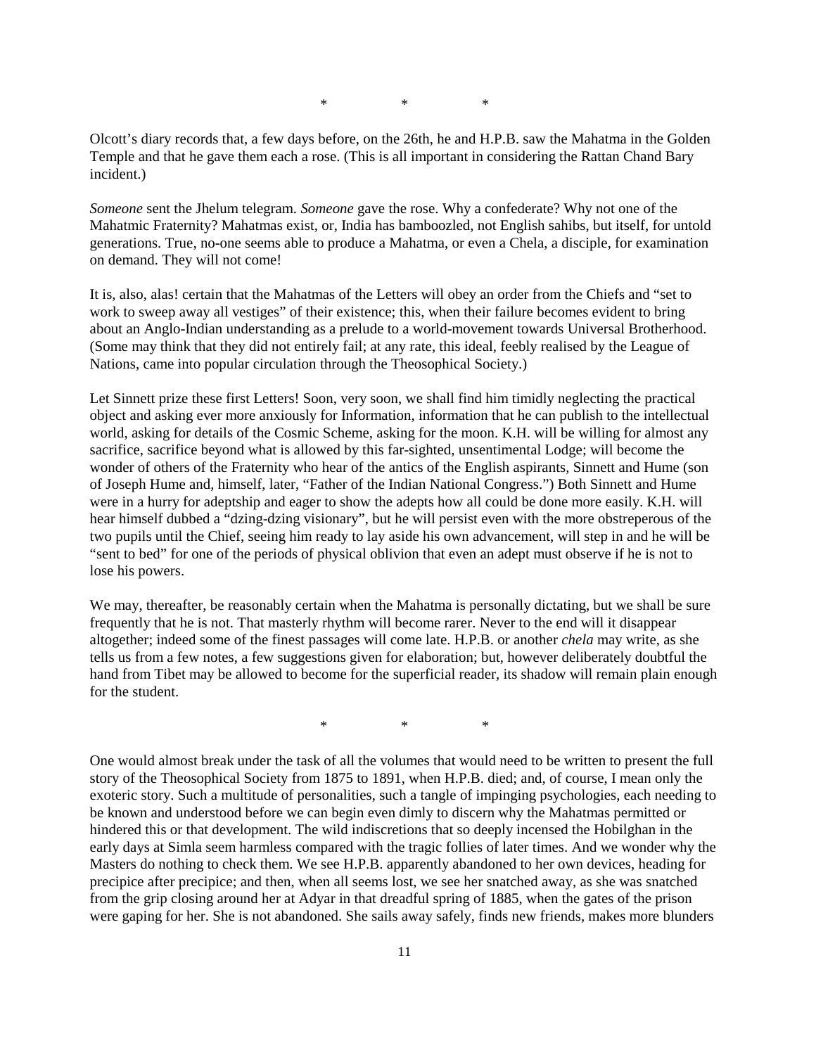*       *       *

Olcott's diary records that, a few days before, on the 26th, he and H.P.B. saw the Mahatma in the Golden Temple and that he gave them each a rose. (This is all important in considering the Rattan Chand Bary incident.)

*Someone* sent the Jhelum telegram. *Someone* gave the rose. Why a confederate? Why not one of the Mahatmic Fraternity? Mahatmas exist, or, India has bamboozled, not English sahibs, but itself, for untold generations. True, no-one seems able to produce a Mahatma, or even a Chela, a disciple, for examination on demand. They will not come!

It is, also, alas! certain that the Mahatmas of the Letters will obey an order from the Chiefs and "set to work to sweep away all vestiges" of their existence; this, when their failure becomes evident to bring about an Anglo-Indian understanding as a prelude to a world-movement towards Universal Brotherhood. (Some may think that they did not entirely fail; at any rate, this ideal, feebly realised by the League of Nations, came into popular circulation through the Theosophical Society.)

Let Sinnett prize these first Letters! Soon, very soon, we shall find him timidly neglecting the practical object and asking ever more anxiously for Information, information that he can publish to the intellectual world, asking for details of the Cosmic Scheme, asking for the moon. K.H. will be willing for almost any sacrifice, sacrifice beyond what is allowed by this far-sighted, unsentimental Lodge; will become the wonder of others of the Fraternity who hear of the antics of the English aspirants, Sinnett and Hume (son of Joseph Hume and, himself, later, "Father of the Indian National Congress.") Both Sinnett and Hume were in a hurry for adeptship and eager to show the adepts how all could be done more easily. K.H. will hear himself dubbed a "dzing-dzing visionary", but he will persist even with the more obstreperous of the two pupils until the Chief, seeing him ready to lay aside his own advancement, will step in and he will be "sent to bed" for one of the periods of physical oblivion that even an adept must observe if he is not to lose his powers.

We may, thereafter, be reasonably certain when the Mahatma is personally dictating, but we shall be sure frequently that he is not. That masterly rhythm will become rarer. Never to the end will it disappear altogether; indeed some of the finest passages will come late. H.P.B. or another *chela* may write, as she tells us from a few notes, a few suggestions given for elaboration; but, however deliberately doubtful the hand from Tibet may be allowed to become for the superficial reader, its shadow will remain plain enough for the student.

*       *       *

One would almost break under the task of all the volumes that would need to be written to present the full story of the Theosophical Society from 1875 to 1891, when H.P.B. died; and, of course, I mean only the exoteric story. Such a multitude of personalities, such a tangle of impinging psychologies, each needing to be known and understood before we can begin even dimly to discern why the Mahatmas permitted or hindered this or that development. The wild indiscretions that so deeply incensed the Hobilghan in the early days at Simla seem harmless compared with the tragic follies of later times. And we wonder why the Masters do nothing to check them. We see H.P.B. apparently abandoned to her own devices, heading for precipice after precipice; and then, when all seems lost, we see her snatched away, as she was snatched from the grip closing around her at Adyar in that dreadful spring of 1885, when the gates of the prison were gaping for her. She is not abandoned. She sails away safely, finds new friends, makes more blunders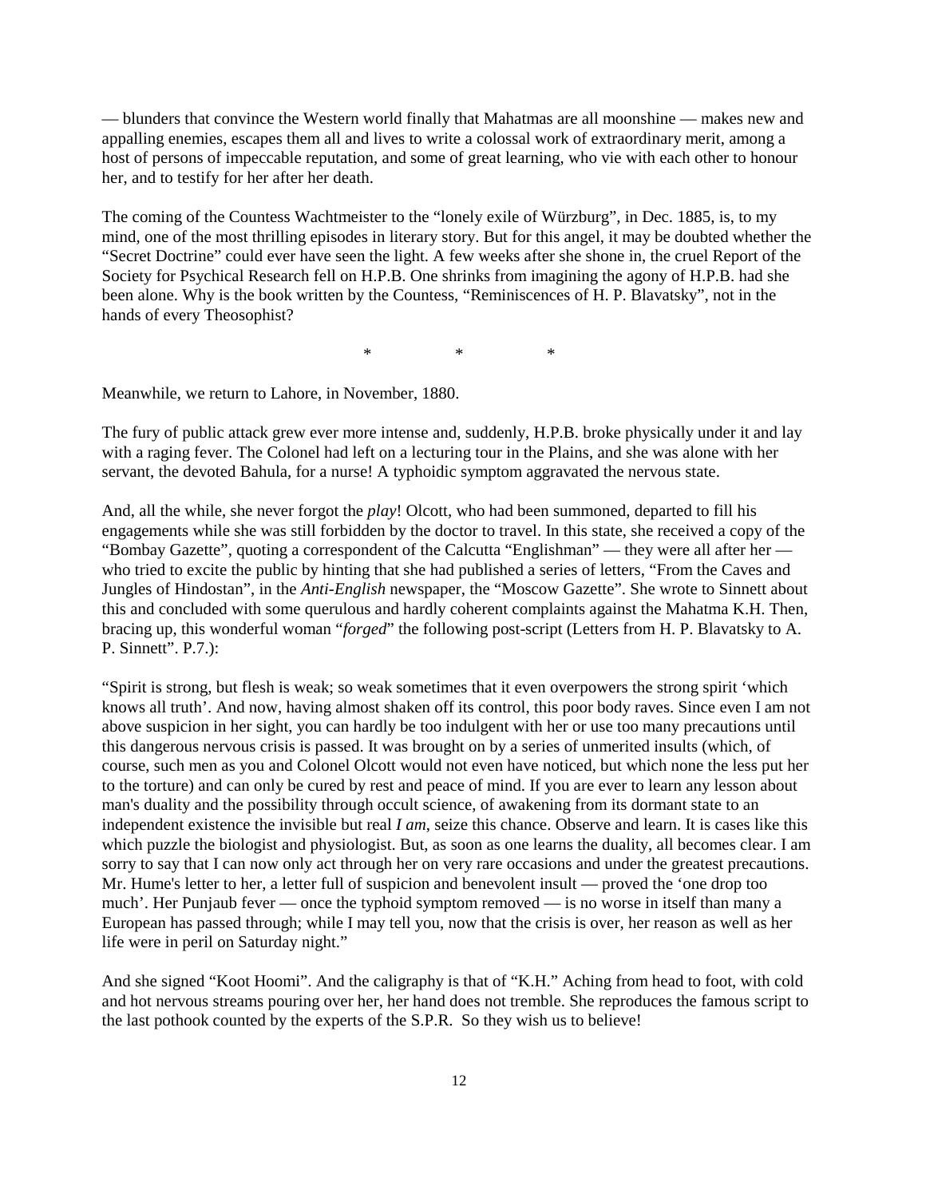— blunders that convince the Western world finally that Mahatmas are all moonshine — makes new and appalling enemies, escapes them all and lives to write a colossal work of extraordinary merit, among a host of persons of impeccable reputation, and some of great learning, who vie with each other to honour her, and to testify for her after her death.

The coming of the Countess Wachtmeister to the "lonely exile of Würzburg", in Dec. 1885, is, to my mind, one of the most thrilling episodes in literary story. But for this angel, it may be doubted whether the "Secret Doctrine" could ever have seen the light. A few weeks after she shone in, the cruel Report of the Society for Psychical Research fell on H.P.B. One shrinks from imagining the agony of H.P.B. had she been alone. Why is the book written by the Countess, "Reminiscences of H. P. Blavatsky", not in the hands of every Theosophist?

\* \* \*

Meanwhile, we return to Lahore, in November, 1880.

The fury of public attack grew ever more intense and, suddenly, H.P.B. broke physically under it and lay with a raging fever. The Colonel had left on a lecturing tour in the Plains, and she was alone with her servant, the devoted Bahula, for a nurse! A typhoidic symptom aggravated the nervous state.

And, all the while, she never forgot the *play*! Olcott, who had been summoned, departed to fill his engagements while she was still forbidden by the doctor to travel. In this state, she received a copy of the "Bombay Gazette", quoting a correspondent of the Calcutta "Englishman" — they were all after her — who tried to excite the public by hinting that she had published a series of letters, "From the Caves and Jungles of Hindostan", in the *Anti-English* newspaper, the "Moscow Gazette". She wrote to Sinnett about this and concluded with some querulous and hardly coherent complaints against the Mahatma K.H. Then, bracing up, this wonderful woman "*forged*" the following post-script (Letters from H. P. Blavatsky to A. P. Sinnett". P.7.):

"Spirit is strong, but flesh is weak; so weak sometimes that it even overpowers the strong spirit 'which knows all truth'. And now, having almost shaken off its control, this poor body raves. Since even I am not above suspicion in her sight, you can hardly be too indulgent with her or use too many precautions until this dangerous nervous crisis is passed. It was brought on by a series of unmerited insults (which, of course, such men as you and Colonel Olcott would not even have noticed, but which none the less put her to the torture) and can only be cured by rest and peace of mind. If you are ever to learn any lesson about man's duality and the possibility through occult science, of awakening from its dormant state to an independent existence the invisible but real *I am*, seize this chance. Observe and learn. It is cases like this which puzzle the biologist and physiologist. But, as soon as one learns the duality, all becomes clear. I am sorry to say that I can now only act through her on very rare occasions and under the greatest precautions. Mr. Hume's letter to her, a letter full of suspicion and benevolent insult — proved the 'one drop too much'. Her Punjaub fever — once the typhoid symptom removed — is no worse in itself than many a European has passed through; while I may tell you, now that the crisis is over, her reason as well as her life were in peril on Saturday night."

And she signed "Koot Hoomi". And the caligraphy is that of "K.H." Aching from head to foot, with cold and hot nervous streams pouring over her, her hand does not tremble. She reproduces the famous script to the last pothook counted by the experts of the S.P.R. So they wish us to believe!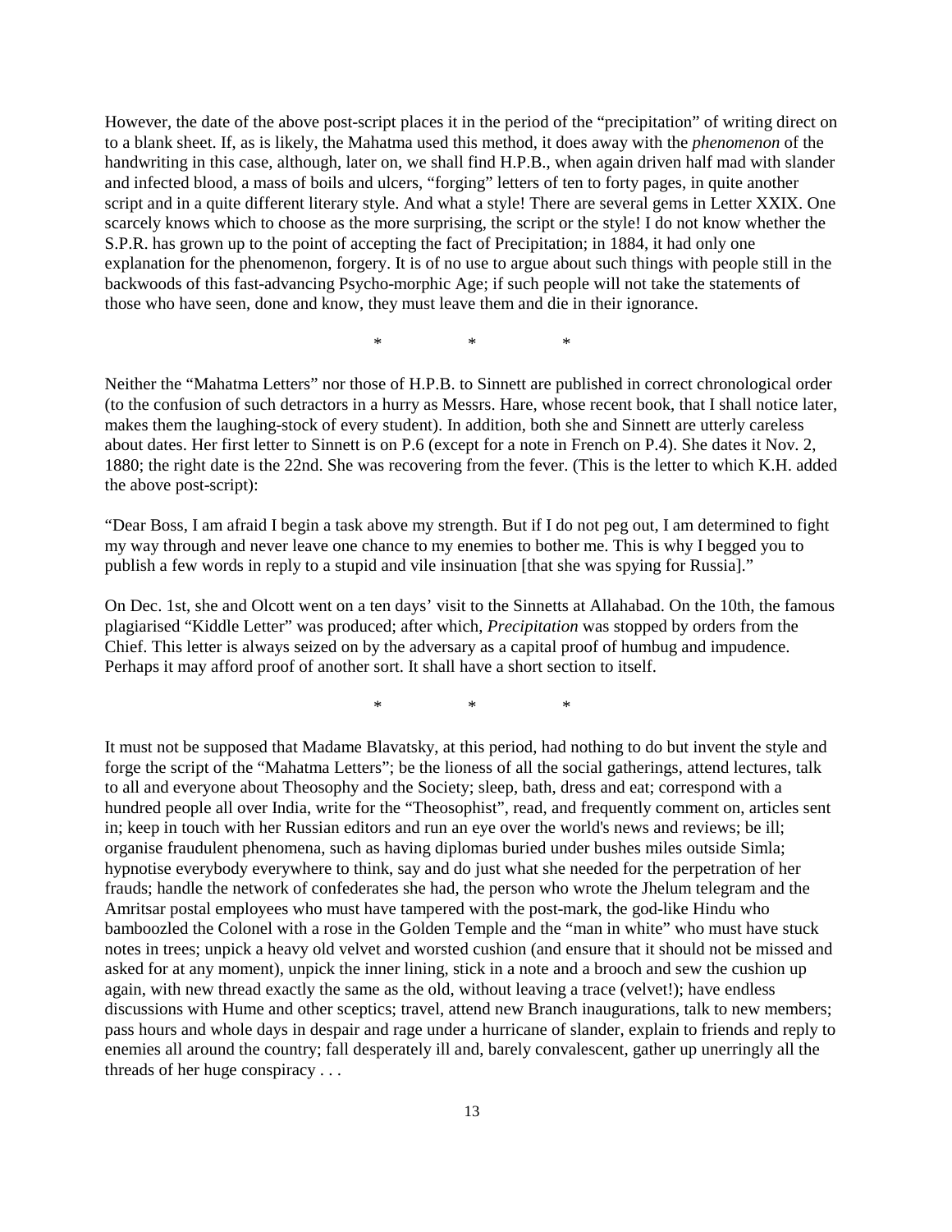However, the date of the above post-script places it in the period of the "precipitation" of writing direct on to a blank sheet. If, as is likely, the Mahatma used this method, it does away with the *phenomenon* of the handwriting in this case, although, later on, we shall find H.P.B., when again driven half mad with slander and infected blood, a mass of boils and ulcers, "forging" letters of ten to forty pages, in quite another script and in a quite different literary style. And what a style! There are several gems in Letter XXIX. One scarcely knows which to choose as the more surprising, the script or the style! I do not know whether the S.P.R. has grown up to the point of accepting the fact of Precipitation; in 1884, it had only one explanation for the phenomenon, forgery. It is of no use to argue about such things with people still in the backwoods of this fast-advancing Psycho-morphic Age; if such people will not take the statements of those who have seen, done and know, they must leave them and die in their ignorance.

\* \* \*

Neither the "Mahatma Letters" nor those of H.P.B. to Sinnett are published in correct chronological order (to the confusion of such detractors in a hurry as Messrs. Hare, whose recent book, that I shall notice later, makes them the laughing-stock of every student). In addition, both she and Sinnett are utterly careless about dates. Her first letter to Sinnett is on P.6 (except for a note in French on P.4). She dates it Nov. 2, 1880; the right date is the 22nd. She was recovering from the fever. (This is the letter to which K.H. added the above post-script):

"Dear Boss, I am afraid I begin a task above my strength. But if I do not peg out, I am determined to fight my way through and never leave one chance to my enemies to bother me. This is why I begged you to publish a few words in reply to a stupid and vile insinuation [that she was spying for Russia]."

On Dec. 1st, she and Olcott went on a ten days' visit to the Sinnetts at Allahabad. On the 10th, the famous plagiarised "Kiddle Letter" was produced; after which, *Precipitation* was stopped by orders from the Chief. This letter is always seized on by the adversary as a capital proof of humbug and impudence. Perhaps it may afford proof of another sort. It shall have a short section to itself.

\* \* \*

It must not be supposed that Madame Blavatsky, at this period, had nothing to do but invent the style and forge the script of the "Mahatma Letters"; be the lioness of all the social gatherings, attend lectures, talk to all and everyone about Theosophy and the Society; sleep, bath, dress and eat; correspond with a hundred people all over India, write for the "Theosophist", read, and frequently comment on, articles sent in; keep in touch with her Russian editors and run an eye over the world's news and reviews; be ill; organise fraudulent phenomena, such as having diplomas buried under bushes miles outside Simla; hypnotise everybody everywhere to think, say and do just what she needed for the perpetration of her frauds; handle the network of confederates she had, the person who wrote the Jhelum telegram and the Amritsar postal employees who must have tampered with the post-mark, the god-like Hindu who bamboozled the Colonel with a rose in the Golden Temple and the "man in white" who must have stuck notes in trees; unpick a heavy old velvet and worsted cushion (and ensure that it should not be missed and asked for at any moment), unpick the inner lining, stick in a note and a brooch and sew the cushion up again, with new thread exactly the same as the old, without leaving a trace (velvet!); have endless discussions with Hume and other sceptics; travel, attend new Branch inaugurations, talk to new members; pass hours and whole days in despair and rage under a hurricane of slander, explain to friends and reply to enemies all around the country; fall desperately ill and, barely convalescent, gather up unerringly all the threads of her huge conspiracy . . .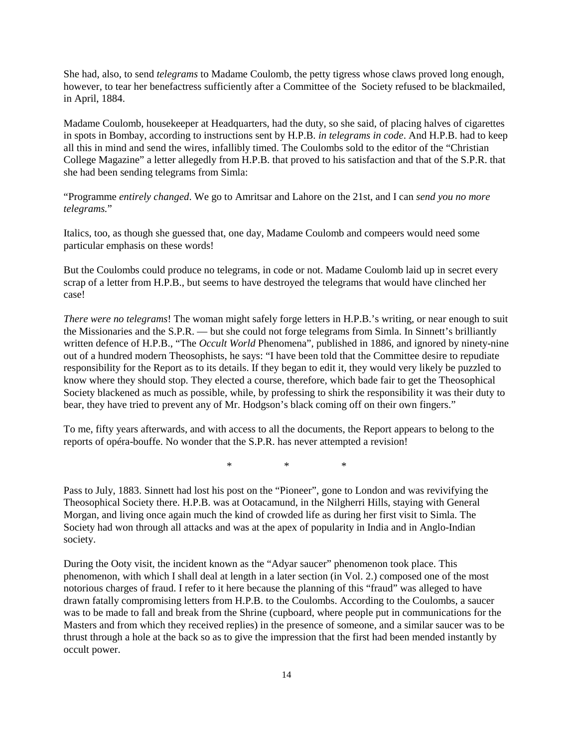She had, also, to send *telegrams* to Madame Coulomb, the petty tigress whose claws proved long enough, however, to tear her benefactress sufficiently after a Committee of the Society refused to be blackmailed, in April, 1884.

Madame Coulomb, housekeeper at Headquarters, had the duty, so she said, of placing halves of cigarettes in spots in Bombay, according to instructions sent by H.P.B. *in telegrams in code*. And H.P.B. had to keep all this in mind and send the wires, infallibly timed. The Coulombs sold to the editor of the "Christian College Magazine" a letter allegedly from H.P.B. that proved to his satisfaction and that of the S.P.R. that she had been sending telegrams from Simla:

"Programme *entirely changed*. We go to Amritsar and Lahore on the 21st, and I can *send you no more telegrams.*"

Italics, too, as though she guessed that, one day, Madame Coulomb and compeers would need some particular emphasis on these words!

But the Coulombs could produce no telegrams, in code or not. Madame Coulomb laid up in secret every scrap of a letter from H.P.B., but seems to have destroyed the telegrams that would have clinched her case!

*There were no telegrams*! The woman might safely forge letters in H.P.B.'s writing, or near enough to suit the Missionaries and the S.P.R. — but she could not forge telegrams from Simla. In Sinnett's brilliantly written defence of H.P.B., "The *Occult World* Phenomena", published in 1886, and ignored by ninety-nine out of a hundred modern Theosophists, he says: "I have been told that the Committee desire to repudiate responsibility for the Report as to its details. If they began to edit it, they would very likely be puzzled to know where they should stop. They elected a course, therefore, which bade fair to get the Theosophical Society blackened as much as possible, while, by professing to shirk the responsibility it was their duty to bear, they have tried to prevent any of Mr. Hodgson's black coming off on their own fingers."

To me, fifty years afterwards, and with access to all the documents, the Report appears to belong to the reports of opéra-bouffe. No wonder that the S.P.R. has never attempted a revision!

\* \* \*

Pass to July, 1883. Sinnett had lost his post on the "Pioneer", gone to London and was revivifying the Theosophical Society there. H.P.B. was at Ootacamund, in the Nilgherri Hills, staying with General Morgan, and living once again much the kind of crowded life as during her first visit to Simla. The Society had won through all attacks and was at the apex of popularity in India and in Anglo-Indian society.

During the Ooty visit, the incident known as the "Adyar saucer" phenomenon took place. This phenomenon, with which I shall deal at length in a later section (in Vol. 2.) composed one of the most notorious charges of fraud. I refer to it here because the planning of this "fraud" was alleged to have drawn fatally compromising letters from H.P.B. to the Coulombs. According to the Coulombs, a saucer was to be made to fall and break from the Shrine (cupboard, where people put in communications for the Masters and from which they received replies) in the presence of someone, and a similar saucer was to be thrust through a hole at the back so as to give the impression that the first had been mended instantly by occult power.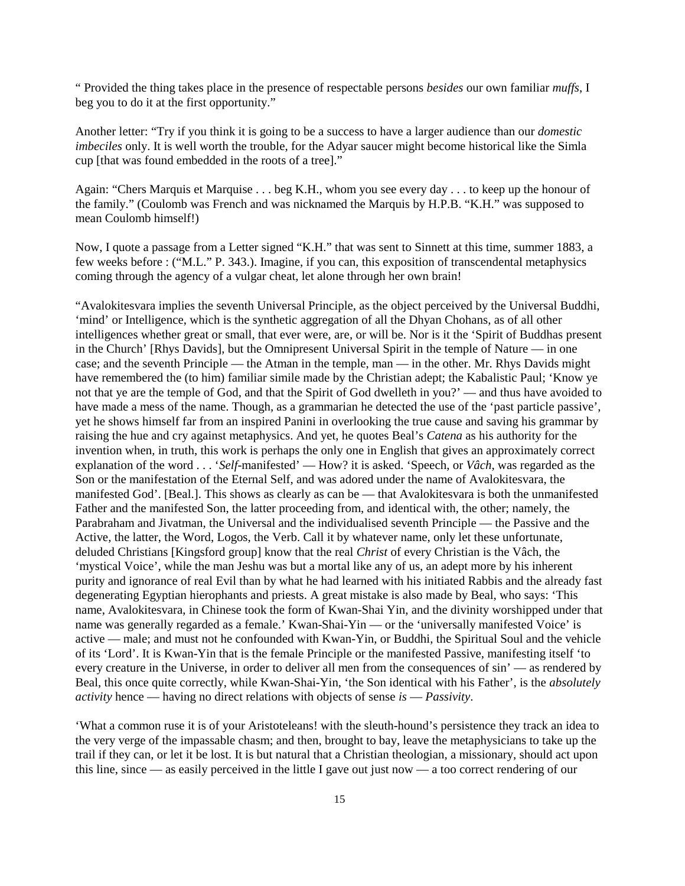" Provided the thing takes place in the presence of respectable persons *besides* our own familiar *muffs*, I beg you to do it at the first opportunity."

Another letter: "Try if you think it is going to be a success to have a larger audience than our *domestic imbeciles* only. It is well worth the trouble, for the Adyar saucer might become historical like the Simla cup [that was found embedded in the roots of a tree]."

Again: "Chers Marquis et Marquise . . . beg K.H., whom you see every day . . . to keep up the honour of the family." (Coulomb was French and was nicknamed the Marquis by H.P.B. "K.H." was supposed to mean Coulomb himself!)

Now, I quote a passage from a Letter signed "K.H." that was sent to Sinnett at this time, summer 1883, a few weeks before : ("M.L." P. 343.). Imagine, if you can, this exposition of transcendental metaphysics coming through the agency of a vulgar cheat, let alone through her own brain!

"Avalokitesvara implies the seventh Universal Principle, as the object perceived by the Universal Buddhi, 'mind' or Intelligence, which is the synthetic aggregation of all the Dhyan Chohans, as of all other intelligences whether great or small, that ever were, are, or will be. Nor is it the 'Spirit of Buddhas present in the Church' [Rhys Davids], but the Omnipresent Universal Spirit in the temple of Nature — in one case; and the seventh Principle — the Atman in the temple, man — in the other. Mr. Rhys Davids might have remembered the (to him) familiar simile made by the Christian adept; the Kabalistic Paul; 'Know ye not that ye are the temple of God, and that the Spirit of God dwelleth in you?' — and thus have avoided to have made a mess of the name. Though, as a grammarian he detected the use of the 'past particle passive', yet he shows himself far from an inspired Panini in overlooking the true cause and saving his grammar by raising the hue and cry against metaphysics. And yet, he quotes Beal's *Catena* as his authority for the invention when, in truth, this work is perhaps the only one in English that gives an approximately correct explanation of the word . . . '*Self*-manifested' — How? it is asked. 'Speech, or *Vâch*, was regarded as the Son or the manifestation of the Eternal Self, and was adored under the name of Avalokitesvara, the manifested God'. [Beal.]. This shows as clearly as can be — that Avalokitesvara is both the unmanifested Father and the manifested Son, the latter proceeding from, and identical with, the other; namely, the Parabraham and Jivatman, the Universal and the individualised seventh Principle — the Passive and the Active, the latter, the Word, Logos, the Verb. Call it by whatever name, only let these unfortunate, deluded Christians [Kingsford group] know that the real *Christ* of every Christian is the Vâch, the 'mystical Voice', while the man Jeshu was but a mortal like any of us, an adept more by his inherent purity and ignorance of real Evil than by what he had learned with his initiated Rabbis and the already fast degenerating Egyptian hierophants and priests. A great mistake is also made by Beal, who says: 'This name, Avalokitesvara, in Chinese took the form of Kwan-Shai Yin, and the divinity worshipped under that name was generally regarded as a female.' Kwan-Shai-Yin — or the 'universally manifested Voice' is active — male; and must not he confounded with Kwan-Yin, or Buddhi, the Spiritual Soul and the vehicle of its 'Lord'. It is Kwan-Yin that is the female Principle or the manifested Passive, manifesting itself 'to every creature in the Universe, in order to deliver all men from the consequences of sin' — as rendered by Beal, this once quite correctly, while Kwan-Shai-Yin, 'the Son identical with his Father', is the *absolutely activity* hence — having no direct relations with objects of sense *is* — *Passivity*.

'What a common ruse it is of your Aristoteleans! with the sleuth-hound's persistence they track an idea to the very verge of the impassable chasm; and then, brought to bay, leave the metaphysicians to take up the trail if they can, or let it be lost. It is but natural that a Christian theologian, a missionary, should act upon this line, since — as easily perceived in the little I gave out just now — a too correct rendering of our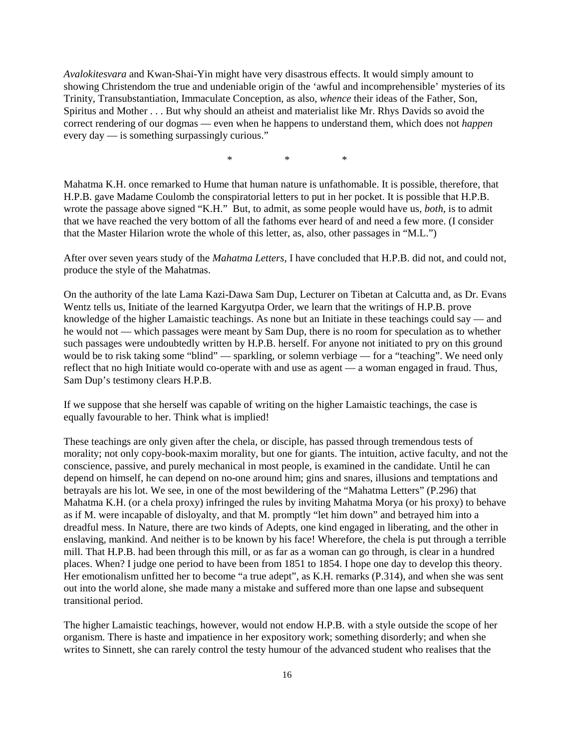*Avalokitesvara* and Kwan-Shai-Yin might have very disastrous effects. It would simply amount to showing Christendom the true and undeniable origin of the 'awful and incomprehensible' mysteries of its Trinity, Transubstantiation, Immaculate Conception, as also, *whence* their ideas of the Father, Son, Spiritus and Mother . . . But why should an atheist and materialist like Mr. Rhys Davids so avoid the correct rendering of our dogmas — even when he happens to understand them, which does not *happen* every day — is something surpassingly curious."

\*　　　\*　　　\*

Mahatma K.H. once remarked to Hume that human nature is unfathomable. It is possible, therefore, that H.P.B. gave Madame Coulomb the conspiratorial letters to put in her pocket. It is possible that H.P.B. wrote the passage above signed "K.H." But, to admit, as some people would have us, *both*, is to admit that we have reached the very bottom of all the fathoms ever heard of and need a few more. (I consider that the Master Hilarion wrote the whole of this letter, as, also, other passages in "M.L.")

After over seven years study of the *Mahatma Letters*, I have concluded that H.P.B. did not, and could not, produce the style of the Mahatmas.

On the authority of the late Lama Kazi-Dawa Sam Dup, Lecturer on Tibetan at Calcutta and, as Dr. Evans Wentz tells us, Initiate of the learned Kargyutpa Order, we learn that the writings of H.P.B. prove knowledge of the higher Lamaistic teachings. As none but an Initiate in these teachings could say — and he would not — which passages were meant by Sam Dup, there is no room for speculation as to whether such passages were undoubtedly written by H.P.B. herself. For anyone not initiated to pry on this ground would be to risk taking some "blind" — sparkling, or solemn verbiage — for a "teaching". We need only reflect that no high Initiate would co-operate with and use as agent — a woman engaged in fraud. Thus, Sam Dup's testimony clears H.P.B.

If we suppose that she herself was capable of writing on the higher Lamaistic teachings, the case is equally favourable to her. Think what is implied!

These teachings are only given after the chela, or disciple, has passed through tremendous tests of morality; not only copy-book-maxim morality, but one for giants. The intuition, active faculty, and not the conscience, passive, and purely mechanical in most people, is examined in the candidate. Until he can depend on himself, he can depend on no-one around him; gins and snares, illusions and temptations and betrayals are his lot. We see, in one of the most bewildering of the "Mahatma Letters" (P.296) that Mahatma K.H. (or a chela proxy) infringed the rules by inviting Mahatma Morya (or his proxy) to behave as if M. were incapable of disloyalty, and that M. promptly "let him down" and betrayed him into a dreadful mess. In Nature, there are two kinds of Adepts, one kind engaged in liberating, and the other in enslaving, mankind. And neither is to be known by his face! Wherefore, the chela is put through a terrible mill. That H.P.B. had been through this mill, or as far as a woman can go through, is clear in a hundred places. When? I judge one period to have been from 1851 to 1854. I hope one day to develop this theory. Her emotionalism unfitted her to become "a true adept", as K.H. remarks (P.314), and when she was sent out into the world alone, she made many a mistake and suffered more than one lapse and subsequent transitional period.

The higher Lamaistic teachings, however, would not endow H.P.B. with a style outside the scope of her organism. There is haste and impatience in her expository work; something disorderly; and when she writes to Sinnett, she can rarely control the testy humour of the advanced student who realises that the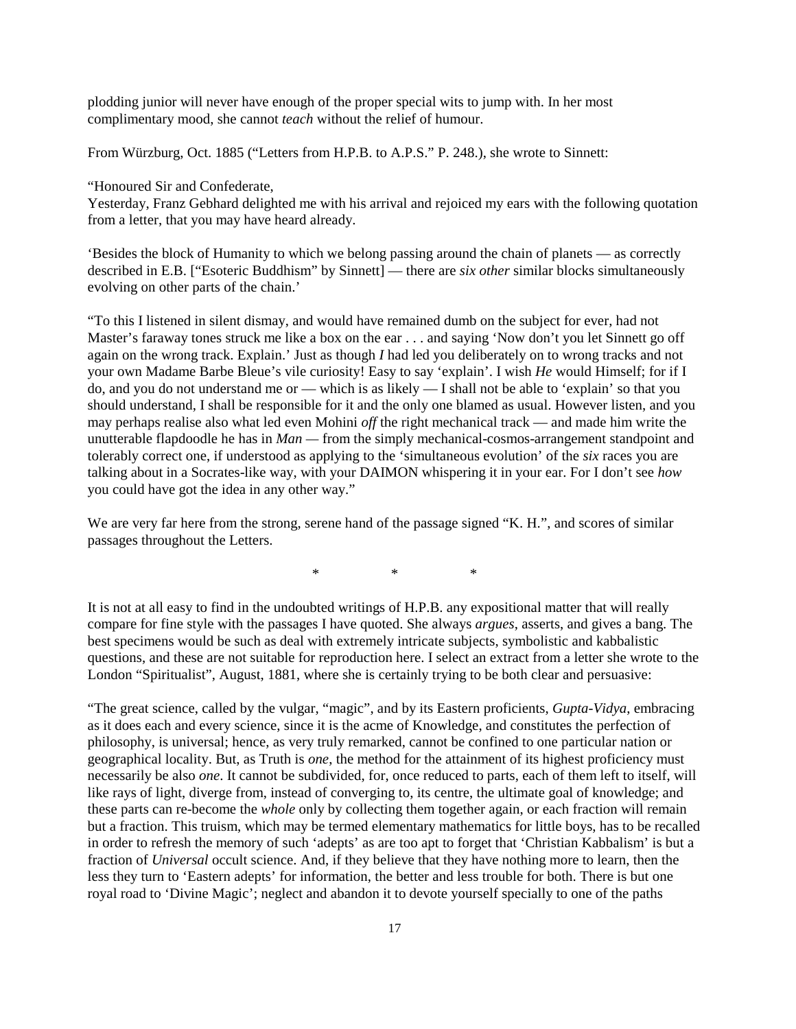plodding junior will never have enough of the proper special wits to jump with. In her most complimentary mood, she cannot *teach* without the relief of humour.

From Würzburg, Oct. 1885 ("Letters from H.P.B. to A.P.S." P. 248.), she wrote to Sinnett:

"Honoured Sir and Confederate,
Yesterday, Franz Gebhard delighted me with his arrival and rejoiced my ears with the following quotation from a letter, that you may have heard already.

'Besides the block of Humanity to which we belong passing around the chain of planets — as correctly described in E.B. ["Esoteric Buddhism" by Sinnett] — there are *six other* similar blocks simultaneously evolving on other parts of the chain.'

"To this I listened in silent dismay, and would have remained dumb on the subject for ever, had not Master's faraway tones struck me like a box on the ear . . . and saying 'Now don't you let Sinnett go off again on the wrong track. Explain.' Just as though *I* had led you deliberately on to wrong tracks and not your own Madame Barbe Bleue's vile curiosity! Easy to say 'explain'. I wish *He* would Himself; for if I do, and you do not understand me or — which is as likely — I shall not be able to 'explain' so that you should understand, I shall be responsible for it and the only one blamed as usual. However listen, and you may perhaps realise also what led even Mohini *off* the right mechanical track — and made him write the unutterable flapdoodle he has in *Man* — from the simply mechanical-cosmos-arrangement standpoint and tolerably correct one, if understood as applying to the 'simultaneous evolution' of the *six* races you are talking about in a Socrates-like way, with your DAIMON whispering it in your ear. For I don't see *how* you could have got the idea in any other way."

We are very far here from the strong, serene hand of the passage signed "K. H.", and scores of similar passages throughout the Letters.

\* \* \*

It is not at all easy to find in the undoubted writings of H.P.B. any expositional matter that will really compare for fine style with the passages I have quoted. She always *argues*, asserts, and gives a bang. The best specimens would be such as deal with extremely intricate subjects, symbolistic and kabbalistic questions, and these are not suitable for reproduction here. I select an extract from a letter she wrote to the London "Spiritualist", August, 1881, where she is certainly trying to be both clear and persuasive:

"The great science, called by the vulgar, "magic", and by its Eastern proficients, *Gupta-Vidya*, embracing as it does each and every science, since it is the acme of Knowledge, and constitutes the perfection of philosophy, is universal; hence, as very truly remarked, cannot be confined to one particular nation or geographical locality. But, as Truth is *one*, the method for the attainment of its highest proficiency must necessarily be also *one*. It cannot be subdivided, for, once reduced to parts, each of them left to itself, will like rays of light, diverge from, instead of converging to, its centre, the ultimate goal of knowledge; and these parts can re-become the *whole* only by collecting them together again, or each fraction will remain but a fraction. This truism, which may be termed elementary mathematics for little boys, has to be recalled in order to refresh the memory of such 'adepts' as are too apt to forget that 'Christian Kabbalism' is but a fraction of *Universal* occult science. And, if they believe that they have nothing more to learn, then the less they turn to 'Eastern adepts' for information, the better and less trouble for both. There is but one royal road to 'Divine Magic'; neglect and abandon it to devote yourself specially to one of the paths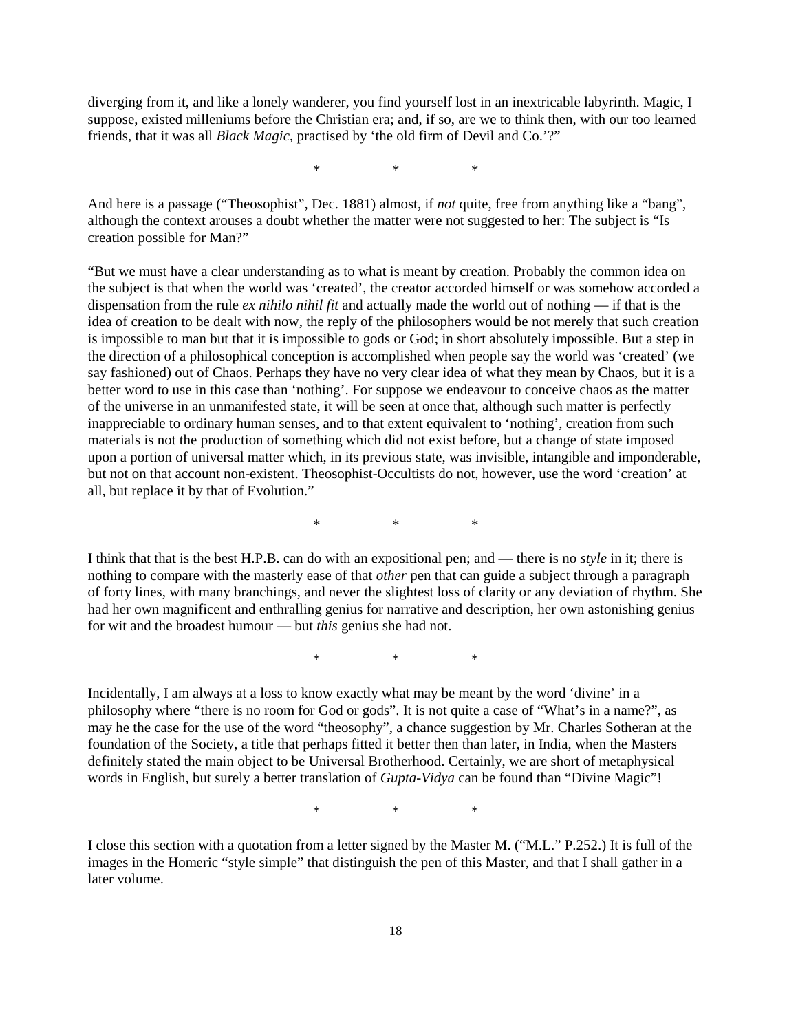diverging from it, and like a lonely wanderer, you find yourself lost in an inextricable labyrinth. Magic, I suppose, existed milleniums before the Christian era; and, if so, are we to think then, with our too learned friends, that it was all *Black Magic*, practised by 'the old firm of Devil and Co.'?"

\*          \*          \*

And here is a passage ("Theosophist", Dec. 1881) almost, if *not* quite, free from anything like a "bang", although the context arouses a doubt whether the matter were not suggested to her: The subject is "Is creation possible for Man?"

"But we must have a clear understanding as to what is meant by creation. Probably the common idea on the subject is that when the world was 'created', the creator accorded himself or was somehow accorded a dispensation from the rule *ex nihilo nihil fit* and actually made the world out of nothing — if that is the idea of creation to be dealt with now, the reply of the philosophers would be not merely that such creation is impossible to man but that it is impossible to gods or God; in short absolutely impossible. But a step in the direction of a philosophical conception is accomplished when people say the world was 'created' (we say fashioned) out of Chaos. Perhaps they have no very clear idea of what they mean by Chaos, but it is a better word to use in this case than 'nothing'. For suppose we endeavour to conceive chaos as the matter of the universe in an unmanifested state, it will be seen at once that, although such matter is perfectly inappreciable to ordinary human senses, and to that extent equivalent to 'nothing', creation from such materials is not the production of something which did not exist before, but a change of state imposed upon a portion of universal matter which, in its previous state, was invisible, intangible and imponderable, but not on that account non-existent. Theosophist-Occultists do not, however, use the word 'creation' at all, but replace it by that of Evolution."

\*          \*          \*

I think that that is the best H.P.B. can do with an expositional pen; and — there is no *style* in it; there is nothing to compare with the masterly ease of that *other* pen that can guide a subject through a paragraph of forty lines, with many branchings, and never the slightest loss of clarity or any deviation of rhythm. She had her own magnificent and enthralling genius for narrative and description, her own astonishing genius for wit and the broadest humour — but *this* genius she had not.

\*          \*          \*

Incidentally, I am always at a loss to know exactly what may be meant by the word 'divine' in a philosophy where "there is no room for God or gods". It is not quite a case of "What's in a name?", as may he the case for the use of the word "theosophy", a chance suggestion by Mr. Charles Sotheran at the foundation of the Society, a title that perhaps fitted it better then than later, in India, when the Masters definitely stated the main object to be Universal Brotherhood. Certainly, we are short of metaphysical words in English, but surely a better translation of *Gupta-Vidya* can be found than "Divine Magic"!

\*          \*          \*

I close this section with a quotation from a letter signed by the Master M. ("M.L." P.252.) It is full of the images in the Homeric "style simple" that distinguish the pen of this Master, and that I shall gather in a later volume.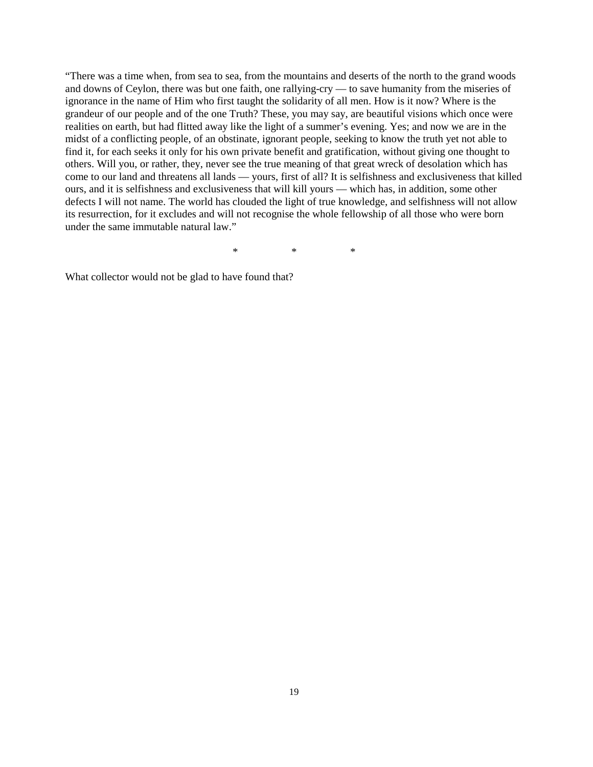"There was a time when, from sea to sea, from the mountains and deserts of the north to the grand woods and downs of Ceylon, there was but one faith, one rallying-cry — to save humanity from the miseries of ignorance in the name of Him who first taught the solidarity of all men. How is it now? Where is the grandeur of our people and of the one Truth? These, you may say, are beautiful visions which once were realities on earth, but had flitted away like the light of a summer's evening. Yes; and now we are in the midst of a conflicting people, of an obstinate, ignorant people, seeking to know the truth yet not able to find it, for each seeks it only for his own private benefit and gratification, without giving one thought to others. Will you, or rather, they, never see the true meaning of that great wreck of desolation which has come to our land and threatens all lands — yours, first of all? It is selfishness and exclusiveness that killed ours, and it is selfishness and exclusiveness that will kill yours — which has, in addition, some other defects I will not name. The world has clouded the light of true knowledge, and selfishness will not allow its resurrection, for it excludes and will not recognise the whole fellowship of all those who were born under the same immutable natural law."

\* \* \*

What collector would not be glad to have found that?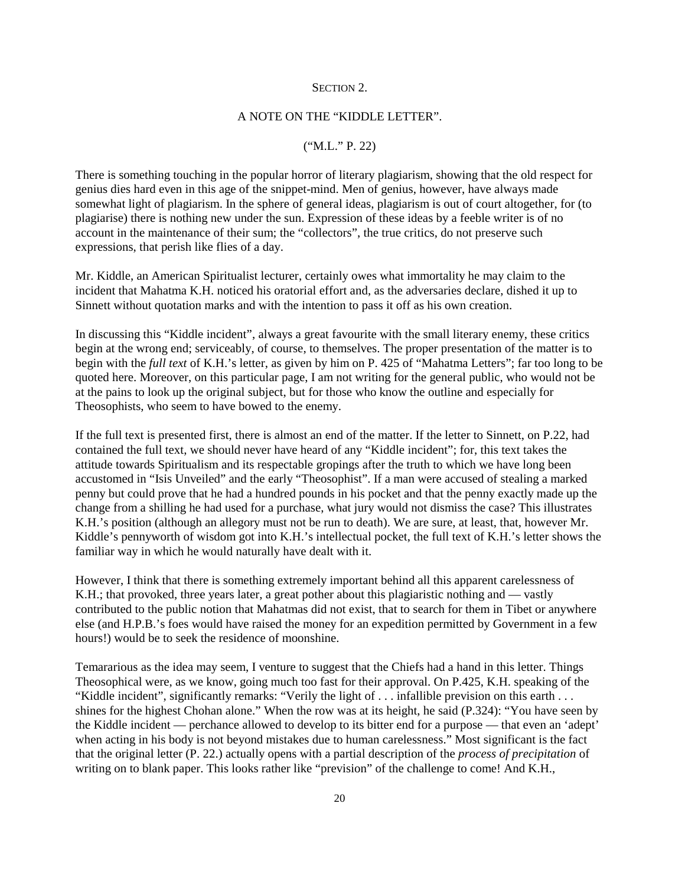## SECTION 2.

## A NOTE ON THE "KIDDLE LETTER".

("M.L." P. 22)

There is something touching in the popular horror of literary plagiarism, showing that the old respect for genius dies hard even in this age of the snippet-mind. Men of genius, however, have always made somewhat light of plagiarism. In the sphere of general ideas, plagiarism is out of court altogether, for (to plagiarise) there is nothing new under the sun. Expression of these ideas by a feeble writer is of no account in the maintenance of their sum; the "collectors", the true critics, do not preserve such expressions, that perish like flies of a day.

Mr. Kiddle, an American Spiritualist lecturer, certainly owes what immortality he may claim to the incident that Mahatma K.H. noticed his oratorial effort and, as the adversaries declare, dished it up to Sinnett without quotation marks and with the intention to pass it off as his own creation.

In discussing this "Kiddle incident", always a great favourite with the small literary enemy, these critics begin at the wrong end; serviceably, of course, to themselves. The proper presentation of the matter is to begin with the *full text* of K.H.'s letter, as given by him on P. 425 of "Mahatma Letters"; far too long to be quoted here. Moreover, on this particular page, I am not writing for the general public, who would not be at the pains to look up the original subject, but for those who know the outline and especially for Theosophists, who seem to have bowed to the enemy.

If the full text is presented first, there is almost an end of the matter. If the letter to Sinnett, on P.22, had contained the full text, we should never have heard of any "Kiddle incident"; for, this text takes the attitude towards Spiritualism and its respectable gropings after the truth to which we have long been accustomed in "Isis Unveiled" and the early "Theosophist". If a man were accused of stealing a marked penny but could prove that he had a hundred pounds in his pocket and that the penny exactly made up the change from a shilling he had used for a purchase, what jury would not dismiss the case? This illustrates K.H.'s position (although an allegory must not be run to death). We are sure, at least, that, however Mr. Kiddle's pennyworth of wisdom got into K.H.'s intellectual pocket, the full text of K.H.'s letter shows the familiar way in which he would naturally have dealt with it.

However, I think that there is something extremely important behind all this apparent carelessness of K.H.; that provoked, three years later, a great pother about this plagiaristic nothing and — vastly contributed to the public notion that Mahatmas did not exist, that to search for them in Tibet or anywhere else (and H.P.B.'s foes would have raised the money for an expedition permitted by Government in a few hours!) would be to seek the residence of moonshine.

Temararious as the idea may seem, I venture to suggest that the Chiefs had a hand in this letter. Things Theosophical were, as we know, going much too fast for their approval. On P.425, K.H. speaking of the "Kiddle incident", significantly remarks: "Verily the light of . . . infallible prevision on this earth . . . shines for the highest Chohan alone." When the row was at its height, he said (P.324): "You have seen by the Kiddle incident — perchance allowed to develop to its bitter end for a purpose — that even an 'adept' when acting in his body is not beyond mistakes due to human carelessness." Most significant is the fact that the original letter (P. 22.) actually opens with a partial description of the *process of precipitation* of writing on to blank paper. This looks rather like "prevision" of the challenge to come! And K.H.,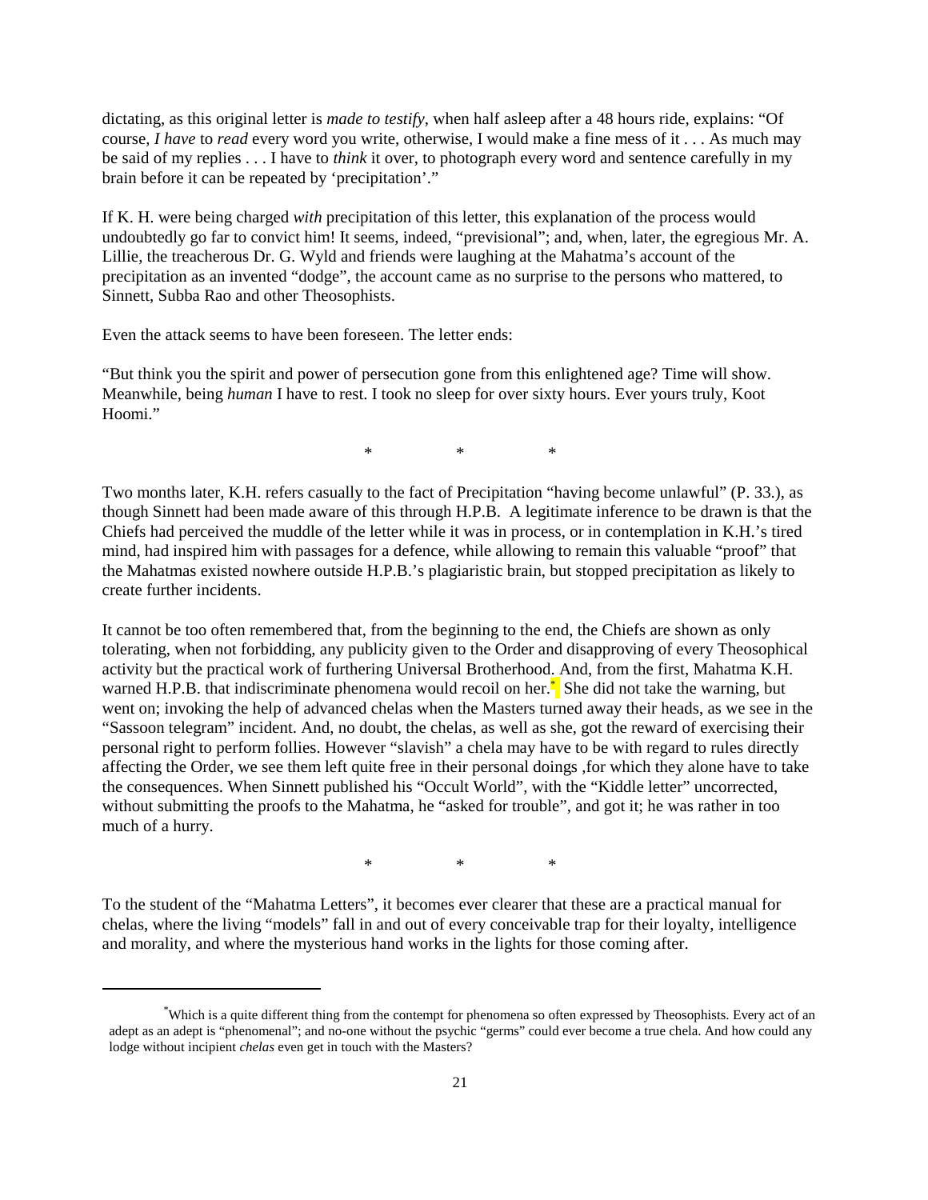dictating, as this original letter is *made to testify*, when half asleep after a 48 hours ride, explains: "Of course, *I have* to *read* every word you write, otherwise, I would make a fine mess of it . . . As much may be said of my replies . . . I have to *think* it over, to photograph every word and sentence carefully in my brain before it can be repeated by 'precipitation'."

If K. H. were being charged *with* precipitation of this letter, this explanation of the process would undoubtedly go far to convict him! It seems, indeed, "previsional"; and, when, later, the egregious Mr. A. Lillie, the treacherous Dr. G. Wyld and friends were laughing at the Mahatma's account of the precipitation as an invented "dodge", the account came as no surprise to the persons who mattered, to Sinnett, Subba Rao and other Theosophists.

Even the attack seems to have been foreseen. The letter ends:

"But think you the spirit and power of persecution gone from this enlightened age? Time will show. Meanwhile, being *human* I have to rest. I took no sleep for over sixty hours. Ever yours truly, Koot Hoomi."

\* \* \*

Two months later, K.H. refers casually to the fact of Precipitation "having become unlawful" (P. 33.), as though Sinnett had been made aware of this through H.P.B. A legitimate inference to be drawn is that the Chiefs had perceived the muddle of the letter while it was in process, or in contemplation in K.H.'s tired mind, had inspired him with passages for a defence, while allowing to remain this valuable "proof" that the Mahatmas existed nowhere outside H.P.B.'s plagiaristic brain, but stopped precipitation as likely to create further incidents.

It cannot be too often remembered that, from the beginning to the end, the Chiefs are shown as only tolerating, when not forbidding, any publicity given to the Order and disapproving of every Theosophical activity but the practical work of furthering Universal Brotherhood. And, from the first, Mahatma K.H. warned H.P.B. that indiscriminate phenomena would recoil on her.* She did not take the warning, but went on; invoking the help of advanced chelas when the Masters turned away their heads, as we see in the "Sassoon telegram" incident. And, no doubt, the chelas, as well as she, got the reward of exercising their personal right to perform follies. However "slavish" a chela may have to be with regard to rules directly affecting the Order, we see them left quite free in their personal doings ,for which they alone have to take the consequences. When Sinnett published his "Occult World", with the "Kiddle letter" uncorrected, without submitting the proofs to the Mahatma, he "asked for trouble", and got it; he was rather in too much of a hurry.

\* \* \*

To the student of the "Mahatma Letters", it becomes ever clearer that these are a practical manual for chelas, where the living "models" fall in and out of every conceivable trap for their loyalty, intelligence and morality, and where the mysterious hand works in the lights for those coming after.

---

*Which is a quite different thing from the contempt for phenomena so often expressed by Theosophists. Every act of an adept as an adept is "phenomenal"; and no-one without the psychic "germs" could ever become a true chela. And how could any lodge without incipient *chelas* even get in touch with the Masters?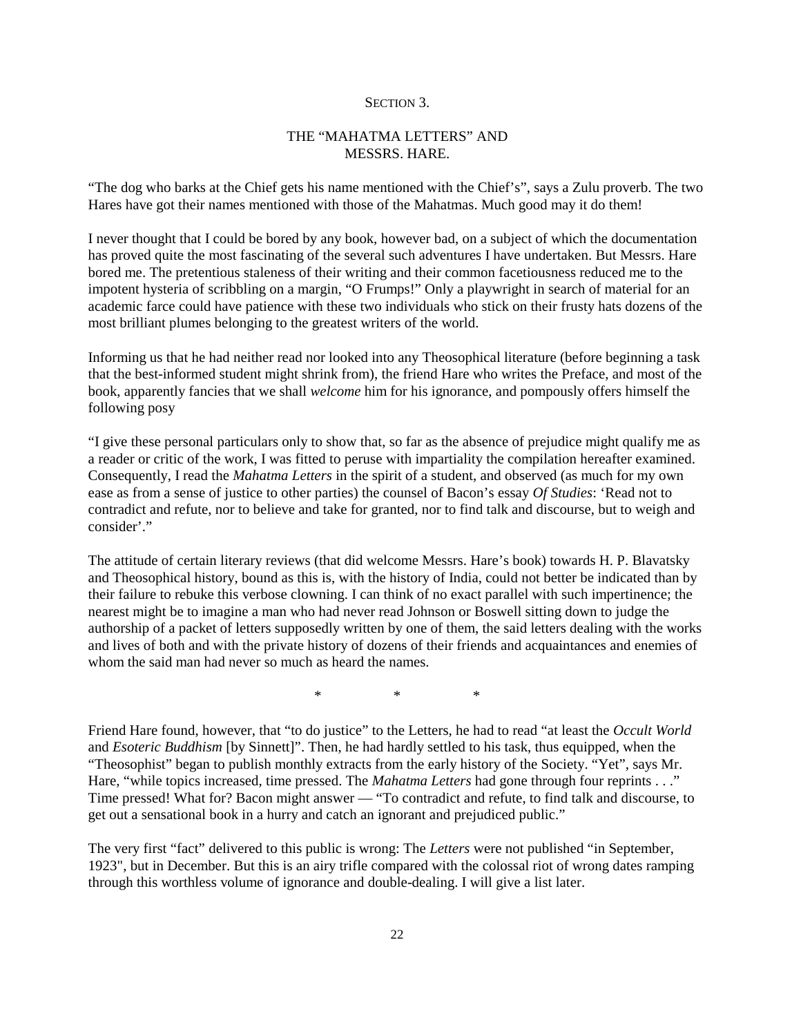## Section 3.

## THE "MAHATMA LETTERS" AND MESSRS. HARE.

"The dog who barks at the Chief gets his name mentioned with the Chief's", says a Zulu proverb. The two Hares have got their names mentioned with those of the Mahatmas. Much good may it do them!

I never thought that I could be bored by any book, however bad, on a subject of which the documentation has proved quite the most fascinating of the several such adventures I have undertaken. But Messrs. Hare bored me. The pretentious staleness of their writing and their common facetiousness reduced me to the impotent hysteria of scribbling on a margin, "O Frumps!" Only a playwright in search of material for an academic farce could have patience with these two individuals who stick on their frusty hats dozens of the most brilliant plumes belonging to the greatest writers of the world.

Informing us that he had neither read nor looked into any Theosophical literature (before beginning a task that the best-informed student might shrink from), the friend Hare who writes the Preface, and most of the book, apparently fancies that we shall *welcome* him for his ignorance, and pompously offers himself the following posy

"I give these personal particulars only to show that, so far as the absence of prejudice might qualify me as a reader or critic of the work, I was fitted to peruse with impartiality the compilation hereafter examined. Consequently, I read the *Mahatma Letters* in the spirit of a student, and observed (as much for my own ease as from a sense of justice to other parties) the counsel of Bacon's essay *Of Studies*: 'Read not to contradict and refute, nor to believe and take for granted, nor to find talk and discourse, but to weigh and consider'."

The attitude of certain literary reviews (that did welcome Messrs. Hare's book) towards H. P. Blavatsky and Theosophical history, bound as this is, with the history of India, could not better be indicated than by their failure to rebuke this verbose clowning. I can think of no exact parallel with such impertinence; the nearest might be to imagine a man who had never read Johnson or Boswell sitting down to judge the authorship of a packet of letters supposedly written by one of them, the said letters dealing with the works and lives of both and with the private history of dozens of their friends and acquaintances and enemies of whom the said man had never so much as heard the names.

\* \* \*

Friend Hare found, however, that "to do justice" to the Letters, he had to read "at least the *Occult World* and *Esoteric Buddhism* [by Sinnett]". Then, he had hardly settled to his task, thus equipped, when the "Theosophist" began to publish monthly extracts from the early history of the Society. "Yet", says Mr. Hare, "while topics increased, time pressed. The *Mahatma Letters* had gone through four reprints . . ." Time pressed! What for? Bacon might answer — "To contradict and refute, to find talk and discourse, to get out a sensational book in a hurry and catch an ignorant and prejudiced public."

The very first "fact" delivered to this public is wrong: The *Letters* were not published "in September, 1923", but in December. But this is an airy trifle compared with the colossal riot of wrong dates ramping through this worthless volume of ignorance and double-dealing. I will give a list later.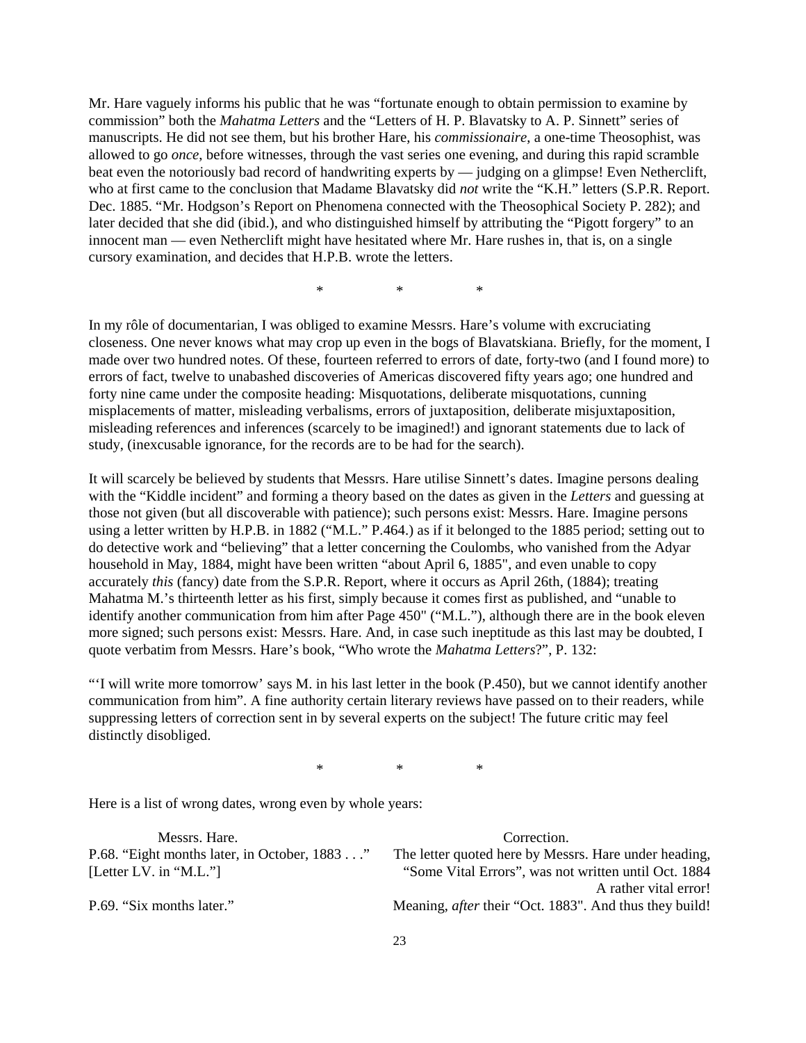Mr. Hare vaguely informs his public that he was “fortunate enough to obtain permission to examine by commission” both the *Mahatma Letters* and the “Letters of H. P. Blavatsky to A. P. Sinnett” series of manuscripts. He did not see them, but his brother Hare, his *commissionaire*, a one-time Theosophist, was allowed to go *once*, before witnesses, through the vast series one evening, and during this rapid scramble beat even the notoriously bad record of handwriting experts by — judging on a glimpse! Even Netherclift, who at first came to the conclusion that Madame Blavatsky did *not* write the “K.H.” letters (S.P.R. Report. Dec. 1885. “Mr. Hodgson’s Report on Phenomena connected with the Theosophical Society P. 282); and later decided that she did (ibid.), and who distinguished himself by attributing the “Pigott forgery” to an innocent man — even Netherclift might have hesitated where Mr. Hare rushes in, that is, on a single cursory examination, and decides that H.P.B. wrote the letters.

\* \* \*

In my rôle of documentarian, I was obliged to examine Messrs. Hare’s volume with excruciating closeness. One never knows what may crop up even in the bogs of Blavatskiana. Briefly, for the moment, I made over two hundred notes. Of these, fourteen referred to errors of date, forty-two (and I found more) to errors of fact, twelve to unabashed discoveries of Americas discovered fifty years ago; one hundred and forty nine came under the composite heading: Misquotations, deliberate misquotations, cunning misplacements of matter, misleading verbalisms, errors of juxtaposition, deliberate misjuxtaposition, misleading references and inferences (scarcely to be imagined!) and ignorant statements due to lack of study, (inexcusable ignorance, for the records are to be had for the search).

It will scarcely be believed by students that Messrs. Hare utilise Sinnett’s dates. Imagine persons dealing with the “Kiddle incident” and forming a theory based on the dates as given in the *Letters* and guessing at those not given (but all discoverable with patience); such persons exist: Messrs. Hare. Imagine persons using a letter written by H.P.B. in 1882 (“M.L.” P.464.) as if it belonged to the 1885 period; setting out to do detective work and “believing” that a letter concerning the Coulombs, who vanished from the Adyar household in May, 1884, might have been written “about April 6, 1885", and even unable to copy accurately *this* (fancy) date from the S.P.R. Report, where it occurs as April 26th, (1884); treating Mahatma M.’s thirteenth letter as his first, simply because it comes first as published, and “unable to identify another communication from him after Page 450" (“M.L.”), although there are in the book eleven more signed; such persons exist: Messrs. Hare. And, in case such ineptitude as this last may be doubted, I quote verbatim from Messrs. Hare’s book, “Who wrote the *Mahatma Letters*?”, P. 132:

“‘I will write more tomorrow’ says M. in his last letter in the book (P.450), but we cannot identify another communication from him”. A fine authority certain literary reviews have passed on to their readers, while suppressing letters of correction sent in by several experts on the subject! The future critic may feel distinctly disobliged.

\* \* \*

Here is a list of wrong dates, wrong even by whole years:

| Messrs. Hare. | Correction. |
|---|---|
| P.68. “Eight months later, in October, 1883 . . .” [Letter LV. in “M.L.”] | The letter quoted here by Messrs. Hare under heading, “Some Vital Errors”, was not written until Oct. 1884 A rather vital error! |
| P.69. “Six months later.” | Meaning, *after* their “Oct. 1883". And thus they build! |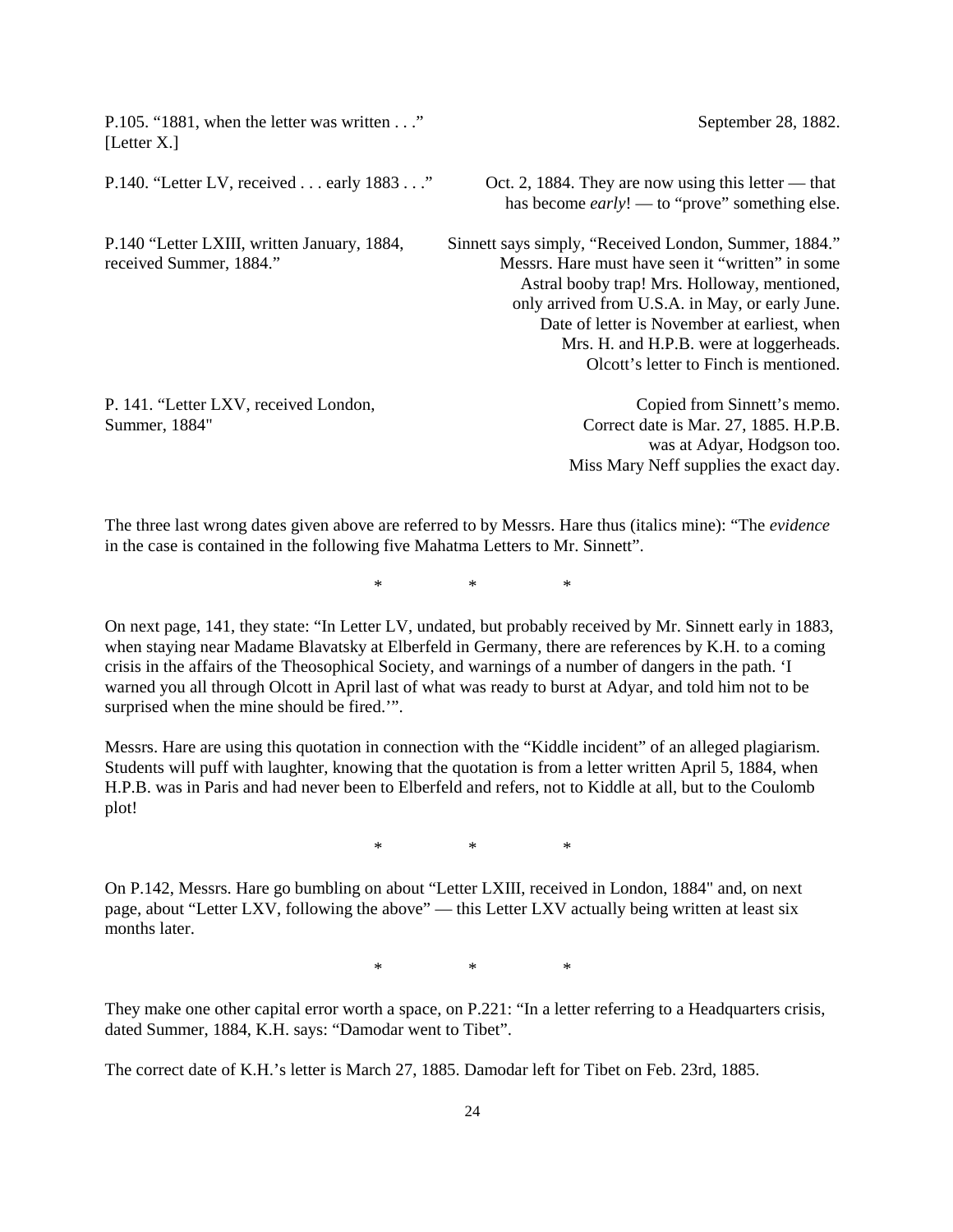| | |
|---|---|
| P.105. "1881, when the letter was written . . ." [Letter X.] | September 28, 1882. |
| P.140. "Letter LV, received . . . early 1883 . . ." | Oct. 2, 1884. They are now using this letter — that has become *early*! — to "prove" something else. |
| P.140 "Letter LXIII, written January, 1884, received Summer, 1884." | Sinnett says simply, "Received London, Summer, 1884." Messrs. Hare must have seen it "written" in some Astral booby trap! Mrs. Holloway, mentioned, only arrived from U.S.A. in May, or early June. Date of letter is November at earliest, when Mrs. H. and H.P.B. were at loggerheads. Olcott's letter to Finch is mentioned. |
| P. 141. "Letter LXV, received London, Summer, 1884" | Copied from Sinnett's memo. Correct date is Mar. 27, 1885. H.P.B. was at Adyar, Hodgson too. Miss Mary Neff supplies the exact day. |

The three last wrong dates given above are referred to by Messrs. Hare thus (italics mine): "The *evidence* in the case is contained in the following five Mahatma Letters to Mr. Sinnett".

\*　　\*　　\*

On next page, 141, they state: "In Letter LV, undated, but probably received by Mr. Sinnett early in 1883, when staying near Madame Blavatsky at Elberfeld in Germany, there are references by K.H. to a coming crisis in the affairs of the Theosophical Society, and warnings of a number of dangers in the path. 'I warned you all through Olcott in April last of what was ready to burst at Adyar, and told him not to be surprised when the mine should be fired.'".

Messrs. Hare are using this quotation in connection with the "Kiddle incident" of an alleged plagiarism. Students will puff with laughter, knowing that the quotation is from a letter written April 5, 1884, when H.P.B. was in Paris and had never been to Elberfeld and refers, not to Kiddle at all, but to the Coulomb plot!

\*　　\*　　\*

On P.142, Messrs. Hare go bumbling on about "Letter LXIII, received in London, 1884" and, on next page, about "Letter LXV, following the above" — this Letter LXV actually being written at least six months later.

\*　　\*　　\*

They make one other capital error worth a space, on P.221: "In a letter referring to a Headquarters crisis, dated Summer, 1884, K.H. says: "Damodar went to Tibet".

The correct date of K.H.'s letter is March 27, 1885. Damodar left for Tibet on Feb. 23rd, 1885.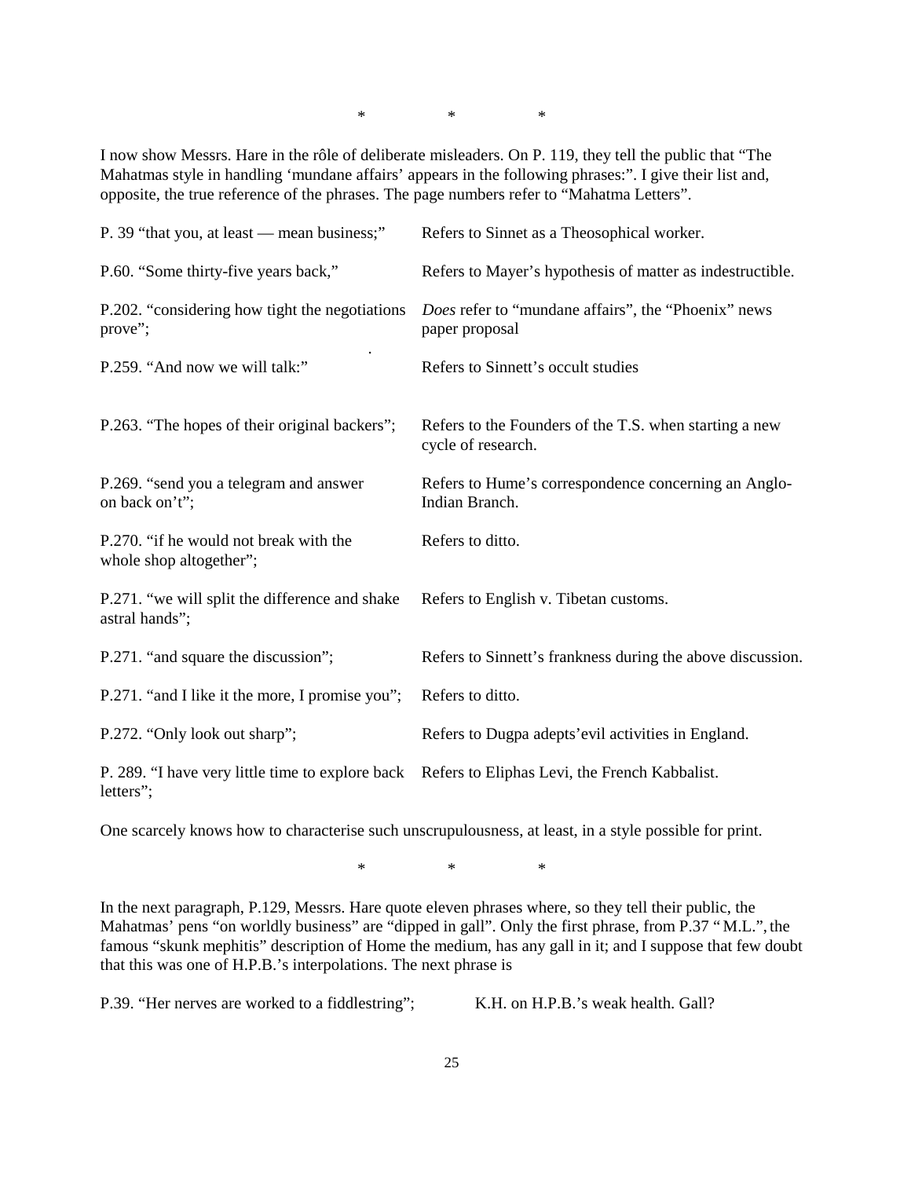\*               \*               \*

I now show Messrs. Hare in the rôle of deliberate misleaders. On P. 119, they tell the public that "The Mahatmas style in handling 'mundane affairs' appears in the following phrases:". I give their list and, opposite, the true reference of the phrases. The page numbers refer to "Mahatma Letters".

| | |
|---|---|
| P. 39 "that you, at least — mean business;" | Refers to Sinnet as a Theosophical worker. |
| P.60. "Some thirty-five years back," | Refers to Mayer's hypothesis of matter as indestructible. |
| P.202. "considering how tight the negotiations prove"; | *Does* refer to "mundane affairs", the "Phoenix" news paper proposal |
| P.259. "And now we will talk:" | Refers to Sinnett's occult studies |
| P.263. "The hopes of their original backers"; | Refers to the Founders of the T.S. when starting a new cycle of research. |
| P.269. "send you a telegram and answer on back on't"; | Refers to Hume's correspondence concerning an Anglo-Indian Branch. |
| P.270. "if he would not break with the whole shop altogether"; | Refers to ditto. |
| P.271. "we will split the difference and shake astral hands"; | Refers to English v. Tibetan customs. |
| P.271. "and square the discussion"; | Refers to Sinnett's frankness during the above discussion. |
| P.271. "and I like it the more, I promise you"; | Refers to ditto. |
| P.272. "Only look out sharp"; | Refers to Dugpa adepts'evil activities in England. |
| P. 289. "I have very little time to explore back letters"; | Refers to Eliphas Levi, the French Kabbalist. |

One scarcely knows how to characterise such unscrupulousness, at least, in a style possible for print.

\*               \*               \*

In the next paragraph, P.129, Messrs. Hare quote eleven phrases where, so they tell their public, the Mahatmas' pens "on worldly business" are "dipped in gall". Only the first phrase, from P.37 " M.L.", the famous "skunk mephitis" description of Home the medium, has any gall in it; and I suppose that few doubt that this was one of H.P.B.'s interpolations. The next phrase is

P.39. "Her nerves are worked to a fiddlestring";               K.H. on H.P.B.'s weak health. Gall?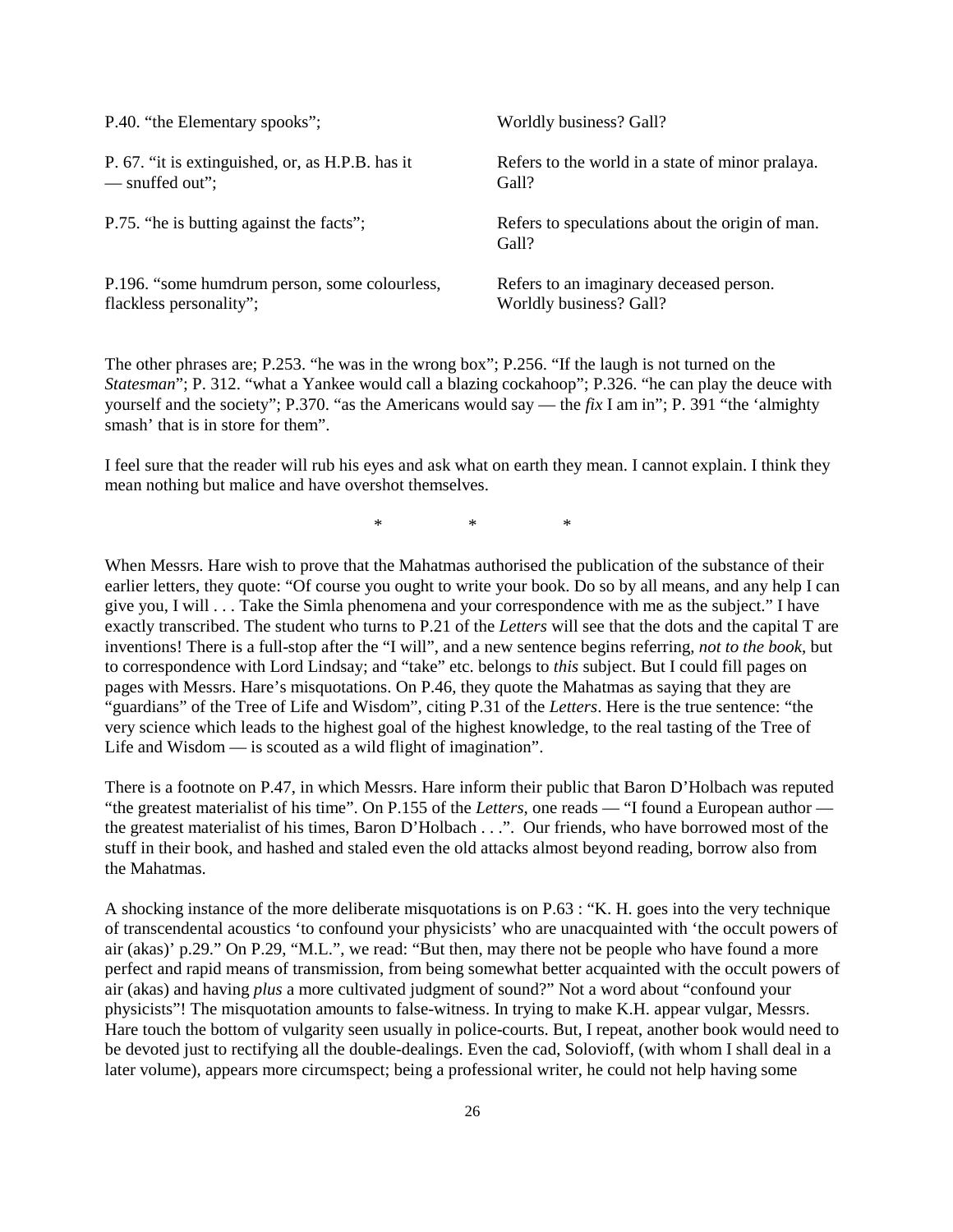| | |
|---|---|
| P.40. "the Elementary spooks"; | Worldly business? Gall? |
| P. 67. "it is extinguished, or, as H.P.B. has it — snuffed out"; | Refers to the world in a state of minor pralaya. Gall? |
| P.75. "he is butting against the facts"; | Refers to speculations about the origin of man. Gall? |
| P.196. "some humdrum person, some colourless, flackless personality"; | Refers to an imaginary deceased person. Worldly business? Gall? |

The other phrases are; P.253. "he was in the wrong box"; P.256. "If the laugh is not turned on the *Statesman*"; P. 312. "what a Yankee would call a blazing cockahoop"; P.326. "he can play the deuce with yourself and the society"; P.370. "as the Americans would say — the *fix* I am in"; P. 391 "the 'almighty smash' that is in store for them".

I feel sure that the reader will rub his eyes and ask what on earth they mean. I cannot explain. I think they mean nothing but malice and have overshot themselves.

\* \* \*

When Messrs. Hare wish to prove that the Mahatmas authorised the publication of the substance of their earlier letters, they quote: "Of course you ought to write your book. Do so by all means, and any help I can give you, I will . . . Take the Simla phenomena and your correspondence with me as the subject." I have exactly transcribed. The student who turns to P.21 of the *Letters* will see that the dots and the capital T are inventions! There is a full-stop after the "I will", and a new sentence begins referring, *not to the book*, but to correspondence with Lord Lindsay; and "take" etc. belongs to *this* subject. But I could fill pages on pages with Messrs. Hare's misquotations. On P.46, they quote the Mahatmas as saying that they are "guardians" of the Tree of Life and Wisdom", citing P.31 of the *Letters*. Here is the true sentence: "the very science which leads to the highest goal of the highest knowledge, to the real tasting of the Tree of Life and Wisdom — is scouted as a wild flight of imagination".

There is a footnote on P.47, in which Messrs. Hare inform their public that Baron D'Holbach was reputed "the greatest materialist of his time". On P.155 of the *Letters*, one reads — "I found a European author — the greatest materialist of his times, Baron D'Holbach . . .". Our friends, who have borrowed most of the stuff in their book, and hashed and staled even the old attacks almost beyond reading, borrow also from the Mahatmas.

A shocking instance of the more deliberate misquotations is on P.63 : "K. H. goes into the very technique of transcendental acoustics 'to confound your physicists' who are unacquainted with 'the occult powers of air (akas)' p.29." On P.29, "M.L.", we read: "But then, may there not be people who have found a more perfect and rapid means of transmission, from being somewhat better acquainted with the occult powers of air (akas) and having *plus* a more cultivated judgment of sound?" Not a word about "confound your physicists"! The misquotation amounts to false-witness. In trying to make K.H. appear vulgar, Messrs. Hare touch the bottom of vulgarity seen usually in police-courts. But, I repeat, another book would need to be devoted just to rectifying all the double-dealings. Even the cad, Solovioff, (with whom I shall deal in a later volume), appears more circumspect; being a professional writer, he could not help having some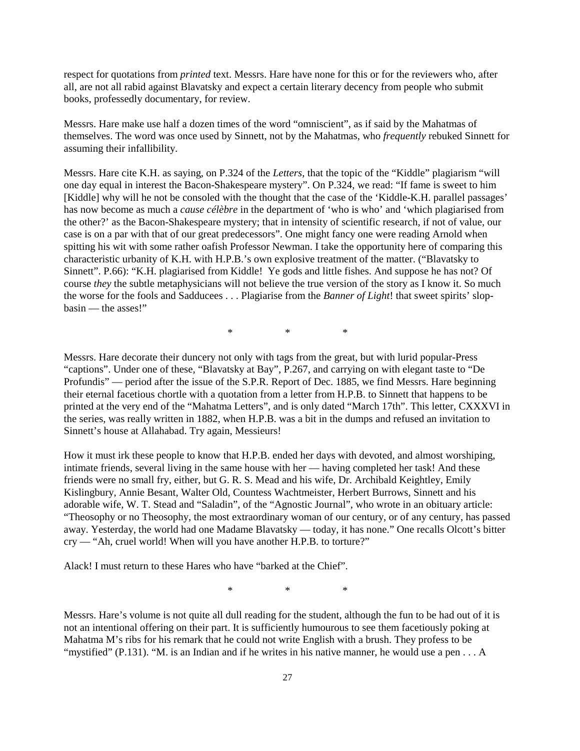respect for quotations from *printed* text. Messrs. Hare have none for this or for the reviewers who, after all, are not all rabid against Blavatsky and expect a certain literary decency from people who submit books, professedly documentary, for review.

Messrs. Hare make use half a dozen times of the word "omniscient", as if said by the Mahatmas of themselves. The word was once used by Sinnett, not by the Mahatmas, who *frequently* rebuked Sinnett for assuming their infallibility.

Messrs. Hare cite K.H. as saying, on P.324 of the *Letters*, that the topic of the "Kiddle" plagiarism "will one day equal in interest the Bacon-Shakespeare mystery". On P.324, we read: "If fame is sweet to him [Kiddle] why will he not be consoled with the thought that the case of the 'Kiddle-K.H. parallel passages' has now become as much a *cause célèbre* in the department of 'who is who' and 'which plagiarised from the other?' as the Bacon-Shakespeare mystery; that in intensity of scientific research, if not of value, our case is on a par with that of our great predecessors". One might fancy one were reading Arnold when spitting his wit with some rather oafish Professor Newman. I take the opportunity here of comparing this characteristic urbanity of K.H. with H.P.B.'s own explosive treatment of the matter. ("Blavatsky to Sinnett". P.66): "K.H. plagiarised from Kiddle! Ye gods and little fishes. And suppose he has not? Of course *they* the subtle metaphysicians will not believe the true version of the story as I know it. So much the worse for the fools and Sadducees . . . Plagiarise from the *Banner of Light*! that sweet spirits' slop-basin — the asses!"

\* \* \*

Messrs. Hare decorate their duncery not only with tags from the great, but with lurid popular-Press "captions". Under one of these, "Blavatsky at Bay", P.267, and carrying on with elegant taste to "De Profundis" — period after the issue of the S.P.R. Report of Dec. 1885, we find Messrs. Hare beginning their eternal facetious chortle with a quotation from a letter from H.P.B. to Sinnett that happens to be printed at the very end of the "Mahatma Letters", and is only dated "March 17th". This letter, CXXXVI in the series, was really written in 1882, when H.P.B. was a bit in the dumps and refused an invitation to Sinnett's house at Allahabad. Try again, Messieurs!

How it must irk these people to know that H.P.B. ended her days with devoted, and almost worshiping, intimate friends, several living in the same house with her — having completed her task! And these friends were no small fry, either, but G. R. S. Mead and his wife, Dr. Archibald Keightley, Emily Kislingbury, Annie Besant, Walter Old, Countess Wachtmeister, Herbert Burrows, Sinnett and his adorable wife, W. T. Stead and "Saladin", of the "Agnostic Journal", who wrote in an obituary article: "Theosophy or no Theosophy, the most extraordinary woman of our century, or of any century, has passed away. Yesterday, the world had one Madame Blavatsky — today, it has none." One recalls Olcott's bitter cry — "Ah, cruel world! When will you have another H.P.B. to torture?"

Alack! I must return to these Hares who have "barked at the Chief".

\* \* \*

Messrs. Hare's volume is not quite all dull reading for the student, although the fun to be had out of it is not an intentional offering on their part. It is sufficiently humourous to see them facetiously poking at Mahatma M's ribs for his remark that he could not write English with a brush. They profess to be "mystified" (P.131). "M. is an Indian and if he writes in his native manner, he would use a pen . . . A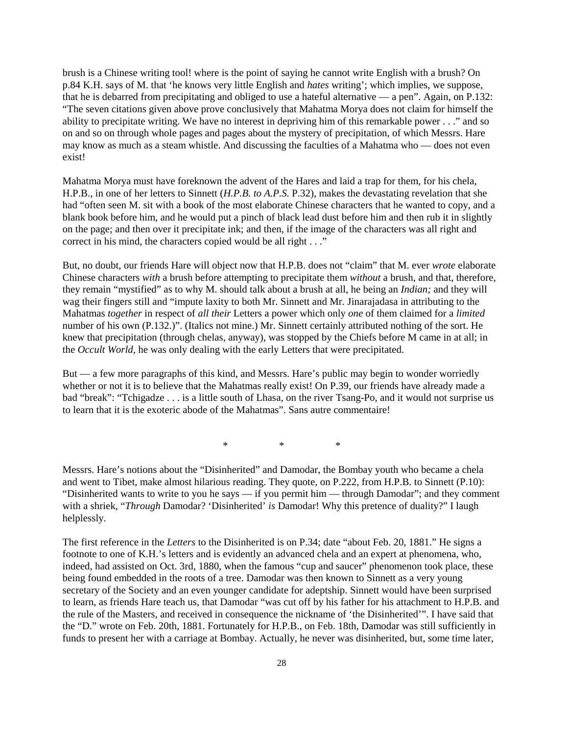brush is a Chinese writing tool! where is the point of saying he cannot write English with a brush? On p.84 K.H. says of M. that 'he knows very little English and *hates* writing'; which implies, we suppose, that he is debarred from precipitating and obliged to use a hateful alternative — a pen". Again, on P.132: "The seven citations given above prove conclusively that Mahatma Morya does not claim for himself the ability to precipitate writing. We have no interest in depriving him of this remarkable power . . ." and so on and so on through whole pages and pages about the mystery of precipitation, of which Messrs. Hare may know as much as a steam whistle. And discussing the faculties of a Mahatma who — does not even exist!

Mahatma Morya must have foreknown the advent of the Hares and laid a trap for them, for his chela, H.P.B., in one of her letters to Sinnett (*H.P.B. to A.P.S.* P.32), makes the devastating revelation that she had "often seen M. sit with a book of the most elaborate Chinese characters that he wanted to copy, and a blank book before him, and he would put a pinch of black lead dust before him and then rub it in slightly on the page; and then over it precipitate ink; and then, if the image of the characters was all right and correct in his mind, the characters copied would be all right . . ."

But, no doubt, our friends Hare will object now that H.P.B. does not "claim" that M. ever *wrote* elaborate Chinese characters *with* a brush before attempting to precipitate them *without* a brush, and that, therefore, they remain "mystified" as to why M. should talk about a brush at all, he being an *Indian;* and they will wag their fingers still and "impute laxity to both Mr. Sinnett and Mr. Jinarajadasa in attributing to the Mahatmas *together* in respect of *all their* Letters a power which only *one* of them claimed for a *limited* number of his own (P.132.)". (Italics not mine.) Mr. Sinnett certainly attributed nothing of the sort. He knew that precipitation (through chelas, anyway), was stopped by the Chiefs before M came in at all; in the *Occult World*, he was only dealing with the early Letters that were precipitated.

But — a few more paragraphs of this kind, and Messrs. Hare's public may begin to wonder worriedly whether or not it is to believe that the Mahatmas really exist! On P.39, our friends have already made a bad "break": "Tchigadze . . . is a little south of Lhasa, on the river Tsang-Po, and it would not surprise us to learn that it is the exoteric abode of the Mahatmas". Sans autre commentaire!

\* \* \*

Messrs. Hare's notions about the "Disinherited" and Damodar, the Bombay youth who became a chela and went to Tibet, make almost hilarious reading. They quote, on P.222, from H.P.B. to Sinnett (P.10): "Disinherited wants to write to you he says — if you permit him — through Damodar"; and they comment with a shriek, "*Through* Damodar? 'Disinherited' *is* Damodar! Why this pretence of duality?" I laugh helplessly.

The first reference in the *Letters* to the Disinherited is on P.34; date "about Feb. 20, 1881." He signs a footnote to one of K.H.'s letters and is evidently an advanced chela and an expert at phenomena, who, indeed, had assisted on Oct. 3rd, 1880, when the famous "cup and saucer" phenomenon took place, these being found embedded in the roots of a tree. Damodar was then known to Sinnett as a very young secretary of the Society and an even younger candidate for adeptship. Sinnett would have been surprised to learn, as friends Hare teach us, that Damodar "was cut off by his father for his attachment to H.P.B. and the rule of the Masters, and received in consequence the nickname of 'the Disinherited'". I have said that the "D." wrote on Feb. 20th, 1881. Fortunately for H.P.B., on Feb. 18th, Damodar was still sufficiently in funds to present her with a carriage at Bombay. Actually, he never was disinherited, but, some time later,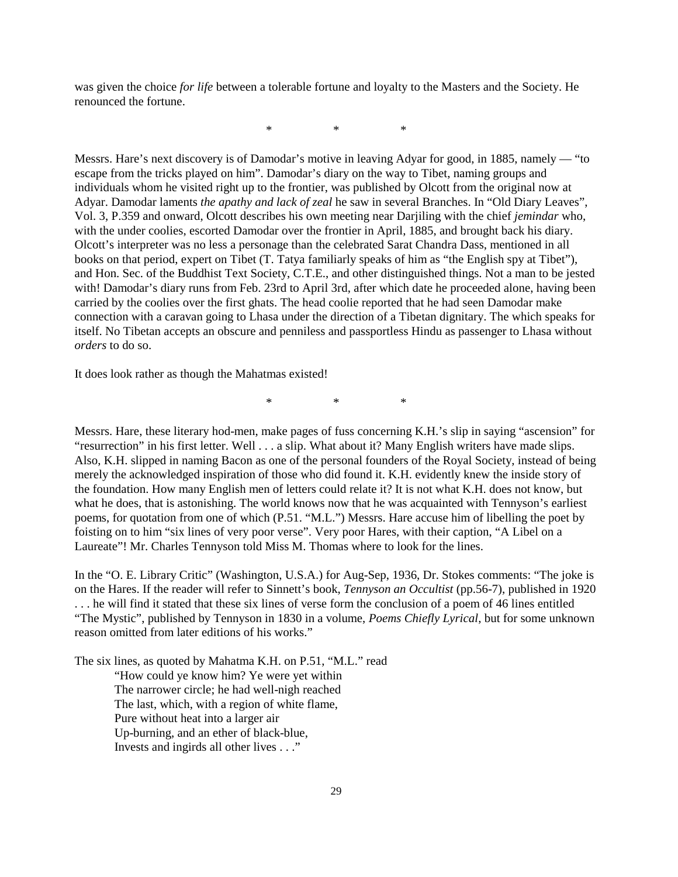was given the choice *for life* between a tolerable fortune and loyalty to the Masters and the Society. He renounced the fortune.

\*  \*  \*

Messrs. Hare's next discovery is of Damodar's motive in leaving Adyar for good, in 1885, namely — "to escape from the tricks played on him". Damodar's diary on the way to Tibet, naming groups and individuals whom he visited right up to the frontier, was published by Olcott from the original now at Adyar. Damodar laments *the apathy and lack of zeal* he saw in several Branches. In "Old Diary Leaves", Vol. 3, P.359 and onward, Olcott describes his own meeting near Darjiling with the chief *jemindar* who, with the under coolies, escorted Damodar over the frontier in April, 1885, and brought back his diary. Olcott's interpreter was no less a personage than the celebrated Sarat Chandra Dass, mentioned in all books on that period, expert on Tibet (T. Tatya familiarly speaks of him as "the English spy at Tibet"), and Hon. Sec. of the Buddhist Text Society, C.T.E., and other distinguished things. Not a man to be jested with! Damodar's diary runs from Feb. 23rd to April 3rd, after which date he proceeded alone, having been carried by the coolies over the first ghats. The head coolie reported that he had seen Damodar make connection with a caravan going to Lhasa under the direction of a Tibetan dignitary. The which speaks for itself. No Tibetan accepts an obscure and penniless and passportless Hindu as passenger to Lhasa without *orders* to do so.

It does look rather as though the Mahatmas existed!

\*  \*  \*

Messrs. Hare, these literary hod-men, make pages of fuss concerning K.H.'s slip in saying "ascension" for "resurrection" in his first letter. Well . . . a slip. What about it? Many English writers have made slips. Also, K.H. slipped in naming Bacon as one of the personal founders of the Royal Society, instead of being merely the acknowledged inspiration of those who did found it. K.H. evidently knew the inside story of the foundation. How many English men of letters could relate it? It is not what K.H. does not know, but what he does, that is astonishing. The world knows now that he was acquainted with Tennyson's earliest poems, for quotation from one of which (P.51. "M.L.") Messrs. Hare accuse him of libelling the poet by foisting on to him "six lines of very poor verse". Very poor Hares, with their caption, "A Libel on a Laureate"! Mr. Charles Tennyson told Miss M. Thomas where to look for the lines.

In the "O. E. Library Critic" (Washington, U.S.A.) for Aug-Sep, 1936, Dr. Stokes comments: "The joke is on the Hares. If the reader will refer to Sinnett's book, *Tennyson an Occultist* (pp.56-7), published in 1920 . . . he will find it stated that these six lines of verse form the conclusion of a poem of 46 lines entitled "The Mystic", published by Tennyson in 1830 in a volume, *Poems Chiefly Lyrical*, but for some unknown reason omitted from later editions of his works."

The six lines, as quoted by Mahatma K.H. on P.51, "M.L." read

> "How could ye know him? Ye were yet within
> The narrower circle; he had well-nigh reached
> The last, which, with a region of white flame,
> Pure without heat into a larger air
> Up-burning, and an ether of black-blue,
> Invests and ingirds all other lives . . ."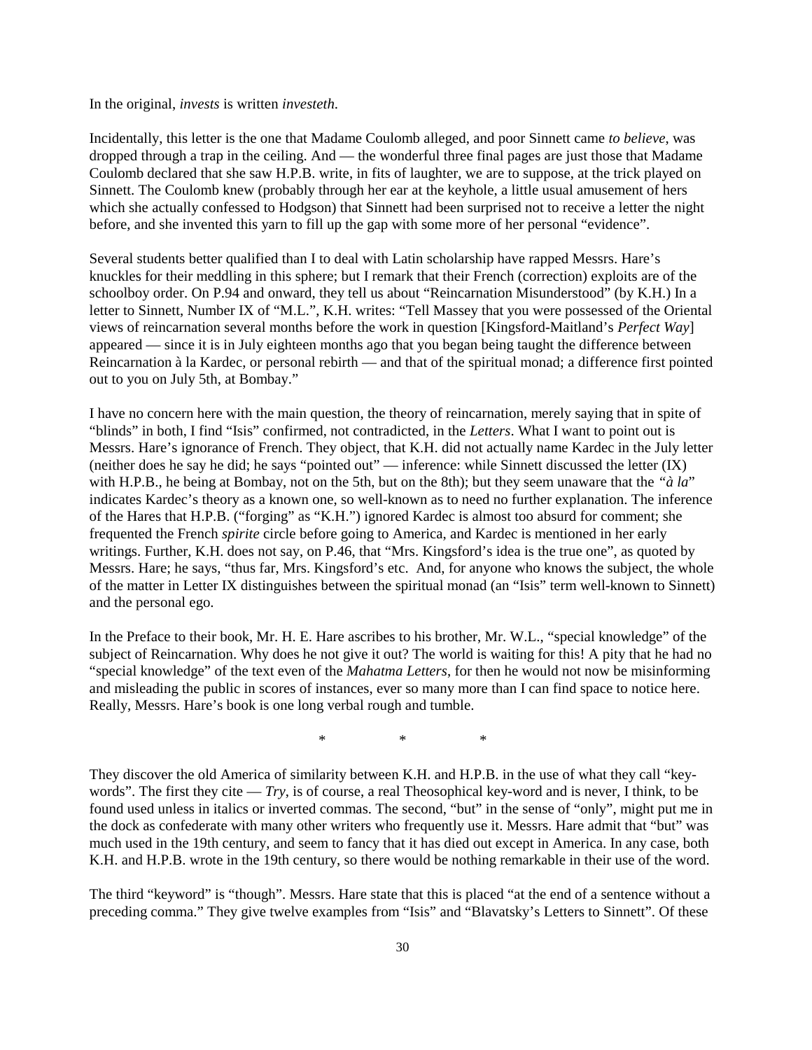In the original, *invests* is written *investeth.*

Incidentally, this letter is the one that Madame Coulomb alleged, and poor Sinnett came *to believe*, was dropped through a trap in the ceiling. And — the wonderful three final pages are just those that Madame Coulomb declared that she saw H.P.B. write, in fits of laughter, we are to suppose, at the trick played on Sinnett. The Coulomb knew (probably through her ear at the keyhole, a little usual amusement of hers which she actually confessed to Hodgson) that Sinnett had been surprised not to receive a letter the night before, and she invented this yarn to fill up the gap with some more of her personal "evidence".

Several students better qualified than I to deal with Latin scholarship have rapped Messrs. Hare's knuckles for their meddling in this sphere; but I remark that their French (correction) exploits are of the schoolboy order. On P.94 and onward, they tell us about "Reincarnation Misunderstood" (by K.H.) In a letter to Sinnett, Number IX of "M.L.", K.H. writes: "Tell Massey that you were possessed of the Oriental views of reincarnation several months before the work in question [Kingsford-Maitland's *Perfect Way*] appeared — since it is in July eighteen months ago that you began being taught the difference between Reincarnation à la Kardec, or personal rebirth — and that of the spiritual monad; a difference first pointed out to you on July 5th, at Bombay."

I have no concern here with the main question, the theory of reincarnation, merely saying that in spite of "blinds" in both, I find "Isis" confirmed, not contradicted, in the *Letters*. What I want to point out is Messrs. Hare's ignorance of French. They object, that K.H. did not actually name Kardec in the July letter (neither does he say he did; he says "pointed out" — inference: while Sinnett discussed the letter (IX) with H.P.B., he being at Bombay, not on the 5th, but on the 8th); but they seem unaware that the *"à la*" indicates Kardec's theory as a known one, so well-known as to need no further explanation. The inference of the Hares that H.P.B. ("forging" as "K.H.") ignored Kardec is almost too absurd for comment; she frequented the French *spirite* circle before going to America, and Kardec is mentioned in her early writings. Further, K.H. does not say, on P.46, that "Mrs. Kingsford's idea is the true one", as quoted by Messrs. Hare; he says, "thus far, Mrs. Kingsford's etc. And, for anyone who knows the subject, the whole of the matter in Letter IX distinguishes between the spiritual monad (an "Isis" term well-known to Sinnett) and the personal ego.

In the Preface to their book, Mr. H. E. Hare ascribes to his brother, Mr. W.L., "special knowledge" of the subject of Reincarnation. Why does he not give it out? The world is waiting for this! A pity that he had no "special knowledge" of the text even of the *Mahatma Letters*, for then he would not now be misinforming and misleading the public in scores of instances, ever so many more than I can find space to notice here. Really, Messrs. Hare's book is one long verbal rough and tumble.

\*    \*    \*

They discover the old America of similarity between K.H. and H.P.B. in the use of what they call "key-words". The first they cite — *Try*, is of course, a real Theosophical key-word and is never, I think, to be found used unless in italics or inverted commas. The second, "but" in the sense of "only", might put me in the dock as confederate with many other writers who frequently use it. Messrs. Hare admit that "but" was much used in the 19th century, and seem to fancy that it has died out except in America. In any case, both K.H. and H.P.B. wrote in the 19th century, so there would be nothing remarkable in their use of the word.

The third "keyword" is "though". Messrs. Hare state that this is placed "at the end of a sentence without a preceding comma." They give twelve examples from "Isis" and "Blavatsky's Letters to Sinnett". Of these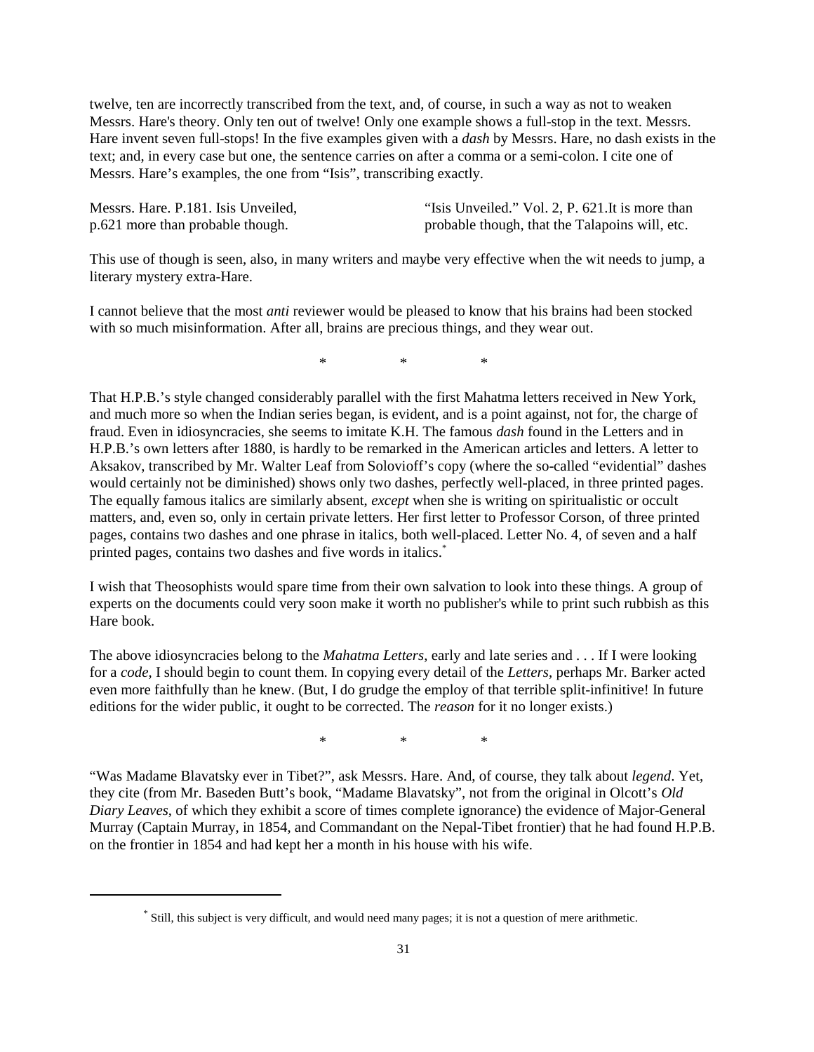twelve, ten are incorrectly transcribed from the text, and, of course, in such a way as not to weaken Messrs. Hare's theory. Only ten out of twelve! Only one example shows a full-stop in the text. Messrs. Hare invent seven full-stops! In the five examples given with a *dash* by Messrs. Hare, no dash exists in the text; and, in every case but one, the sentence carries on after a comma or a semi-colon. I cite one of Messrs. Hare's examples, the one from "Isis", transcribing exactly.

| Messrs. Hare. P.181. Isis Unveiled, p.621 more than probable though. | "Isis Unveiled." Vol. 2, P. 621.It is more than probable though, that the Talapoins will, etc. |
|---|---|

This use of though is seen, also, in many writers and maybe very effective when the wit needs to jump, a literary mystery extra-Hare.

I cannot believe that the most *anti* reviewer would be pleased to know that his brains had been stocked with so much misinformation. After all, brains are precious things, and they wear out.

\*          \*          \*

That H.P.B.'s style changed considerably parallel with the first Mahatma letters received in New York, and much more so when the Indian series began, is evident, and is a point against, not for, the charge of fraud. Even in idiosyncracies, she seems to imitate K.H. The famous *dash* found in the Letters and in H.P.B.'s own letters after 1880, is hardly to be remarked in the American articles and letters. A letter to Aksakov, transcribed by Mr. Walter Leaf from Solovioff's copy (where the so-called "evidential" dashes would certainly not be diminished) shows only two dashes, perfectly well-placed, in three printed pages. The equally famous italics are similarly absent, *except* when she is writing on spiritualistic or occult matters, and, even so, only in certain private letters. Her first letter to Professor Corson, of three printed pages, contains two dashes and one phrase in italics, both well-placed. Letter No. 4, of seven and a half printed pages, contains two dashes and five words in italics.[*]

I wish that Theosophists would spare time from their own salvation to look into these things. A group of experts on the documents could very soon make it worth no publisher's while to print such rubbish as this Hare book.

The above idiosyncracies belong to the *Mahatma Letters*, early and late series and . . . If I were looking for a *code*, I should begin to count them. In copying every detail of the *Letters*, perhaps Mr. Barker acted even more faithfully than he knew. (But, I do grudge the employ of that terrible split-infinitive! In future editions for the wider public, it ought to be corrected. The *reason* for it no longer exists.)

\*          \*          \*

"Was Madame Blavatsky ever in Tibet?", ask Messrs. Hare. And, of course, they talk about *legend*. Yet, they cite (from Mr. Baseden Butt's book, "Madame Blavatsky", not from the original in Olcott's *Old Diary Leaves*, of which they exhibit a score of times complete ignorance) the evidence of Major-General Murray (Captain Murray, in 1854, and Commandant on the Nepal-Tibet frontier) that he had found H.P.B. on the frontier in 1854 and had kept her a month in his house with his wife.

[*] Still, this subject is very difficult, and would need many pages; it is not a question of mere arithmetic.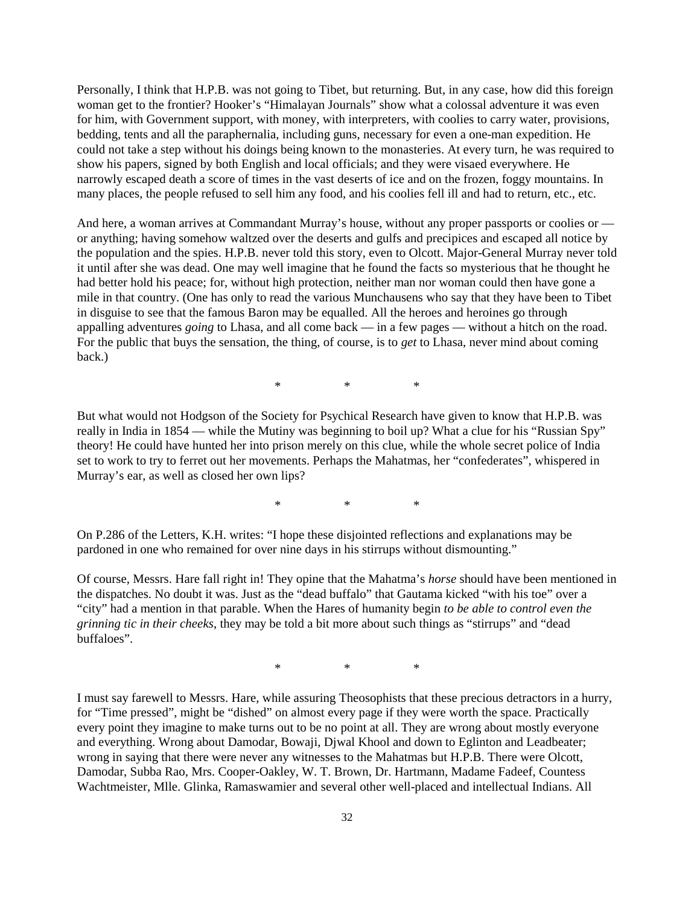Personally, I think that H.P.B. was not going to Tibet, but returning. But, in any case, how did this foreign woman get to the frontier? Hooker's "Himalayan Journals" show what a colossal adventure it was even for him, with Government support, with money, with interpreters, with coolies to carry water, provisions, bedding, tents and all the paraphernalia, including guns, necessary for even a one-man expedition. He could not take a step without his doings being known to the monasteries. At every turn, he was required to show his papers, signed by both English and local officials; and they were visaed everywhere. He narrowly escaped death a score of times in the vast deserts of ice and on the frozen, foggy mountains. In many places, the people refused to sell him any food, and his coolies fell ill and had to return, etc., etc.

And here, a woman arrives at Commandant Murray's house, without any proper passports or coolies or — or anything; having somehow waltzed over the deserts and gulfs and precipices and escaped all notice by the population and the spies. H.P.B. never told this story, even to Olcott. Major-General Murray never told it until after she was dead. One may well imagine that he found the facts so mysterious that he thought he had better hold his peace; for, without high protection, neither man nor woman could then have gone a mile in that country. (One has only to read the various Munchausens who say that they have been to Tibet in disguise to see that the famous Baron may be equalled. All the heroes and heroines go through appalling adventures *going* to Lhasa, and all come back — in a few pages — without a hitch on the road. For the public that buys the sensation, the thing, of course, is to *get* to Lhasa, never mind about coming back.)

\* \* \*

But what would not Hodgson of the Society for Psychical Research have given to know that H.P.B. was really in India in 1854 — while the Mutiny was beginning to boil up? What a clue for his "Russian Spy" theory! He could have hunted her into prison merely on this clue, while the whole secret police of India set to work to try to ferret out her movements. Perhaps the Mahatmas, her "confederates", whispered in Murray's ear, as well as closed her own lips?

\* \* \*

On P.286 of the Letters, K.H. writes: "I hope these disjointed reflections and explanations may be pardoned in one who remained for over nine days in his stirrups without dismounting."

Of course, Messrs. Hare fall right in! They opine that the Mahatma's *horse* should have been mentioned in the dispatches. No doubt it was. Just as the "dead buffalo" that Gautama kicked "with his toe" over a "city" had a mention in that parable. When the Hares of humanity begin *to be able to control even the grinning tic in their cheeks*, they may be told a bit more about such things as "stirrups" and "dead buffaloes".

\* \* \*

I must say farewell to Messrs. Hare, while assuring Theosophists that these precious detractors in a hurry, for "Time pressed", might be "dished" on almost every page if they were worth the space. Practically every point they imagine to make turns out to be no point at all. They are wrong about mostly everyone and everything. Wrong about Damodar, Bowaji, Djwal Khool and down to Eglinton and Leadbeater; wrong in saying that there were never any witnesses to the Mahatmas but H.P.B. There were Olcott, Damodar, Subba Rao, Mrs. Cooper-Oakley, W. T. Brown, Dr. Hartmann, Madame Fadeef, Countess Wachtmeister, Mlle. Glinka, Ramaswamier and several other well-placed and intellectual Indians. All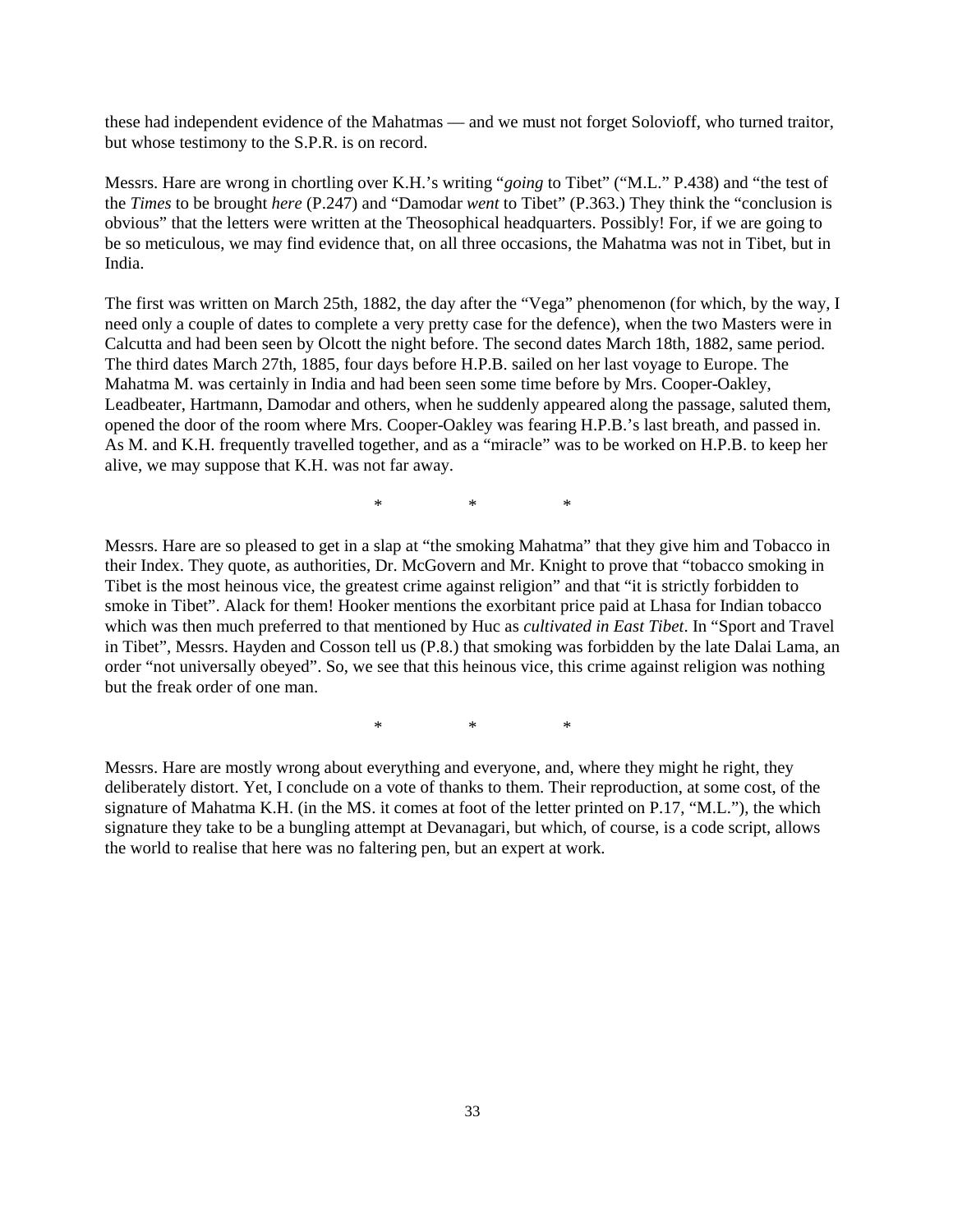these had independent evidence of the Mahatmas — and we must not forget Solovioff, who turned traitor, but whose testimony to the S.P.R. is on record.

Messrs. Hare are wrong in chortling over K.H.'s writing "*going* to Tibet" ("M.L." P.438) and "the test of the *Times* to be brought *here* (P.247) and "Damodar *went* to Tibet" (P.363.) They think the "conclusion is obvious" that the letters were written at the Theosophical headquarters. Possibly! For, if we are going to be so meticulous, we may find evidence that, on all three occasions, the Mahatma was not in Tibet, but in India.

The first was written on March 25th, 1882, the day after the "Vega" phenomenon (for which, by the way, I need only a couple of dates to complete a very pretty case for the defence), when the two Masters were in Calcutta and had been seen by Olcott the night before. The second dates March 18th, 1882, same period. The third dates March 27th, 1885, four days before H.P.B. sailed on her last voyage to Europe. The Mahatma M. was certainly in India and had been seen some time before by Mrs. Cooper-Oakley, Leadbeater, Hartmann, Damodar and others, when he suddenly appeared along the passage, saluted them, opened the door of the room where Mrs. Cooper-Oakley was fearing H.P.B.'s last breath, and passed in. As M. and K.H. frequently travelled together, and as a "miracle" was to be worked on H.P.B. to keep her alive, we may suppose that K.H. was not far away.

\*                \*                \*

Messrs. Hare are so pleased to get in a slap at "the smoking Mahatma" that they give him and Tobacco in their Index. They quote, as authorities, Dr. McGovern and Mr. Knight to prove that "tobacco smoking in Tibet is the most heinous vice, the greatest crime against religion" and that "it is strictly forbidden to smoke in Tibet". Alack for them! Hooker mentions the exorbitant price paid at Lhasa for Indian tobacco which was then much preferred to that mentioned by Huc as *cultivated in East Tibet*. In "Sport and Travel in Tibet", Messrs. Hayden and Cosson tell us (P.8.) that smoking was forbidden by the late Dalai Lama, an order "not universally obeyed". So, we see that this heinous vice, this crime against religion was nothing but the freak order of one man.

\*                \*                \*

Messrs. Hare are mostly wrong about everything and everyone, and, where they might he right, they deliberately distort. Yet, I conclude on a vote of thanks to them. Their reproduction, at some cost, of the signature of Mahatma K.H. (in the MS. it comes at foot of the letter printed on P.17, "M.L."), the which signature they take to be a bungling attempt at Devanagari, but which, of course, is a code script, allows the world to realise that here was no faltering pen, but an expert at work.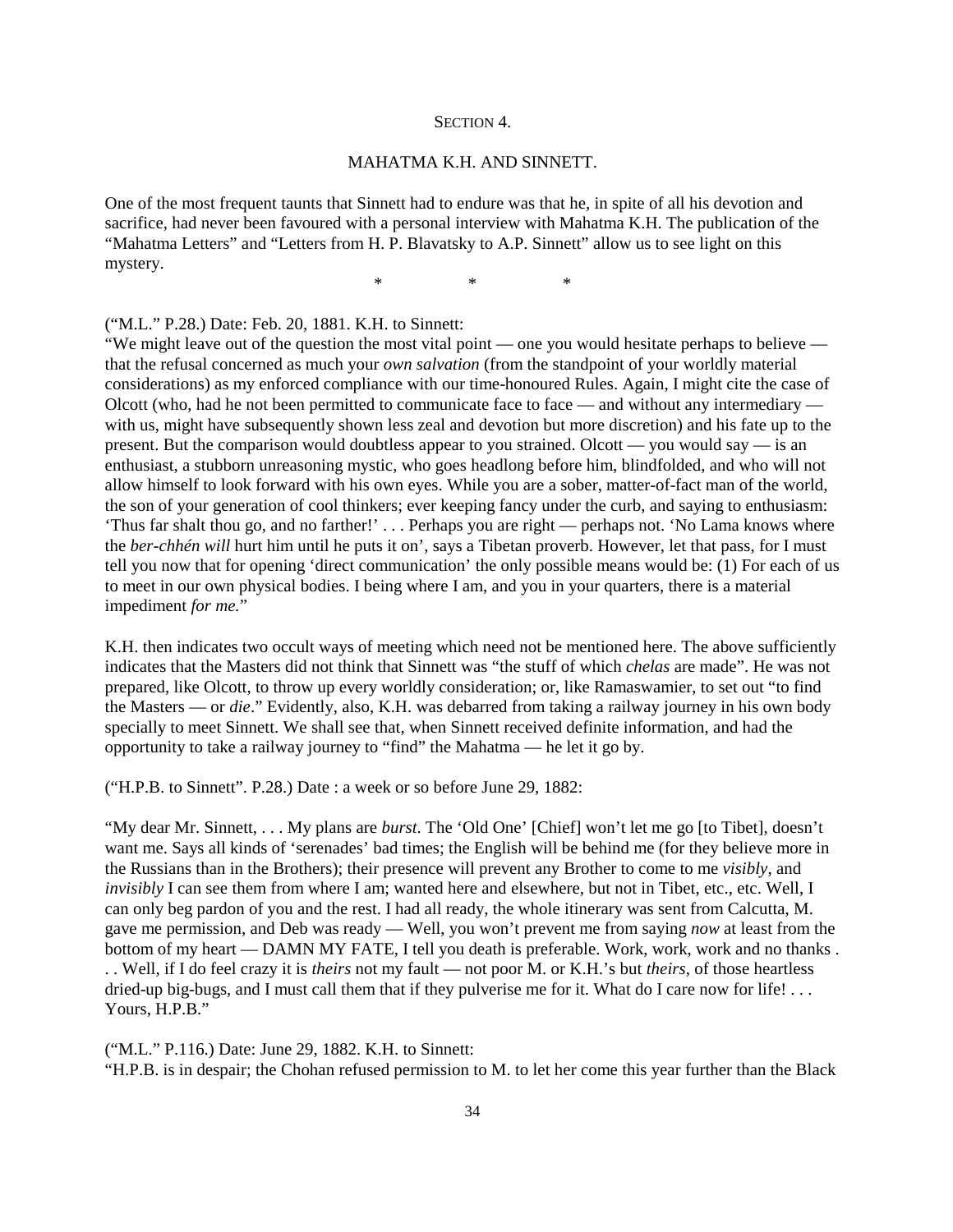## SECTION 4.

## MAHATMA K.H. AND SINNETT.

One of the most frequent taunts that Sinnett had to endure was that he, in spite of all his devotion and sacrifice, had never been favoured with a personal interview with Mahatma K.H. The publication of the "Mahatma Letters" and "Letters from H. P. Blavatsky to A.P. Sinnett" allow us to see light on this mystery.

\* \* \*

("M.L." P.28.) Date: Feb. 20, 1881. K.H. to Sinnett:
"We might leave out of the question the most vital point — one you would hesitate perhaps to believe — that the refusal concerned as much your *own salvation* (from the standpoint of your worldly material considerations) as my enforced compliance with our time-honoured Rules. Again, I might cite the case of Olcott (who, had he not been permitted to communicate face to face — and without any intermediary — with us, might have subsequently shown less zeal and devotion but more discretion) and his fate up to the present. But the comparison would doubtless appear to you strained. Olcott — you would say — is an enthusiast, a stubborn unreasoning mystic, who goes headlong before him, blindfolded, and who will not allow himself to look forward with his own eyes. While you are a sober, matter-of-fact man of the world, the son of your generation of cool thinkers; ever keeping fancy under the curb, and saying to enthusiasm: 'Thus far shalt thou go, and no farther!' . . . Perhaps you are right — perhaps not. 'No Lama knows where the *ber-chhén will* hurt him until he puts it on', says a Tibetan proverb. However, let that pass, for I must tell you now that for opening 'direct communication' the only possible means would be: (1) For each of us to meet in our own physical bodies. I being where I am, and you in your quarters, there is a material impediment *for me*."

K.H. then indicates two occult ways of meeting which need not be mentioned here. The above sufficiently indicates that the Masters did not think that Sinnett was "the stuff of which *chelas* are made". He was not prepared, like Olcott, to throw up every worldly consideration; or, like Ramaswamier, to set out "to find the Masters — or *die*." Evidently, also, K.H. was debarred from taking a railway journey in his own body specially to meet Sinnett. We shall see that, when Sinnett received definite information, and had the opportunity to take a railway journey to "find" the Mahatma — he let it go by.

("H.P.B. to Sinnett". P.28.) Date : a week or so before June 29, 1882:

"My dear Mr. Sinnett, . . . My plans are *burst*. The 'Old One' [Chief] won't let me go [to Tibet], doesn't want me. Says all kinds of 'serenades' bad times; the English will be behind me (for they believe more in the Russians than in the Brothers); their presence will prevent any Brother to come to me *visibly*, and *invisibly* I can see them from where I am; wanted here and elsewhere, but not in Tibet, etc., etc. Well, I can only beg pardon of you and the rest. I had all ready, the whole itinerary was sent from Calcutta, M. gave me permission, and Deb was ready — Well, you won't prevent me from saying *now* at least from the bottom of my heart — DAMN MY FATE, I tell you death is preferable. Work, work, work and no thanks . . . Well, if I do feel crazy it is *theirs* not my fault — not poor M. or K.H.'s but *theirs*, of those heartless dried-up big-bugs, and I must call them that if they pulverise me for it. What do I care now for life! . . . Yours, H.P.B."

("M.L." P.116.) Date: June 29, 1882. K.H. to Sinnett:
"H.P.B. is in despair; the Chohan refused permission to M. to let her come this year further than the Black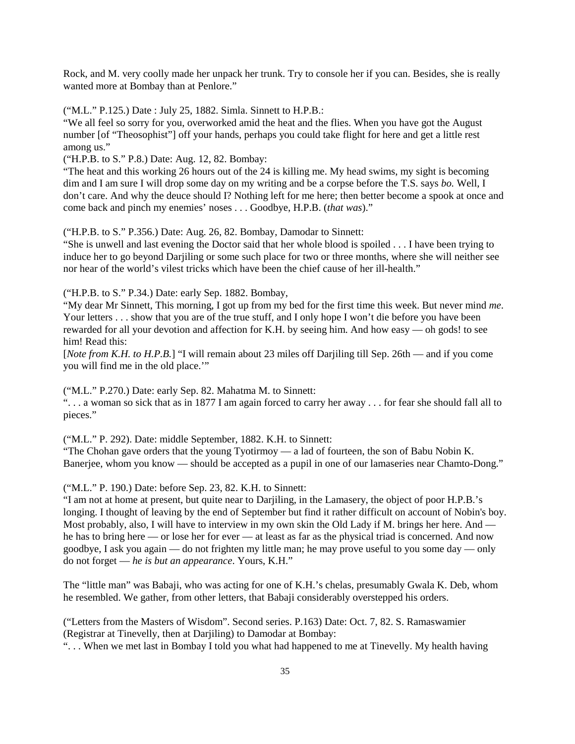Rock, and M. very coolly made her unpack her trunk. Try to console her if you can. Besides, she is really wanted more at Bombay than at Penlore."

("M.L." P.125.) Date : July 25, 1882. Simla. Sinnett to H.P.B.:
"We all feel so sorry for you, overworked amid the heat and the flies. When you have got the August number [of "Theosophist"] off your hands, perhaps you could take flight for here and get a little rest among us."
("H.P.B. to S." P.8.) Date: Aug. 12, 82. Bombay:
"The heat and this working 26 hours out of the 24 is killing me. My head swims, my sight is becoming dim and I am sure I will drop some day on my writing and be a corpse before the T.S. says *bo.* Well, I don't care. And why the deuce should I? Nothing left for me here; then better become a spook at once and come back and pinch my enemies' noses . . . Goodbye, H.P.B. (*that was*)."

("H.P.B. to S." P.356.) Date: Aug. 26, 82. Bombay, Damodar to Sinnett:
"She is unwell and last evening the Doctor said that her whole blood is spoiled . . . I have been trying to induce her to go beyond Darjiling or some such place for two or three months, where she will neither see nor hear of the world's vilest tricks which have been the chief cause of her ill-health."

("H.P.B. to S." P.34.) Date: early Sep. 1882. Bombay,
"My dear Mr Sinnett, This morning, I got up from my bed for the first time this week. But never mind *me*. Your letters . . . show that you are of the true stuff, and I only hope I won't die before you have been rewarded for all your devotion and affection for K.H. by seeing him. And how easy — oh gods! to see him! Read this:
[*Note from K.H. to H.P.B.*] "I will remain about 23 miles off Darjiling till Sep. 26th — and if you come you will find me in the old place.'"

("M.L." P.270.) Date: early Sep. 82. Mahatma M. to Sinnett:
". . . a woman so sick that as in 1877 I am again forced to carry her away . . . for fear she should fall all to pieces."

("M.L." P. 292). Date: middle September, 1882. K.H. to Sinnett:
"The Chohan gave orders that the young Tyotirmoy — a lad of fourteen, the son of Babu Nobin K. Banerjee, whom you know — should be accepted as a pupil in one of our lamaseries near Chamto-Dong."

("M.L." P. 190.) Date: before Sep. 23, 82. K.H. to Sinnett:
"I am not at home at present, but quite near to Darjiling, in the Lamasery, the object of poor H.P.B.'s longing. I thought of leaving by the end of September but find it rather difficult on account of Nobin's boy. Most probably, also, I will have to interview in my own skin the Old Lady if M. brings her here. And — he has to bring here — or lose her for ever — at least as far as the physical triad is concerned. And now goodbye, I ask you again — do not frighten my little man; he may prove useful to you some day — only do not forget — *he is but an appearance*. Yours, K.H."

The "little man" was Babaji, who was acting for one of K.H.'s chelas, presumably Gwala K. Deb, whom he resembled. We gather, from other letters, that Babaji considerably overstepped his orders.

("Letters from the Masters of Wisdom". Second series. P.163) Date: Oct. 7, 82. S. Ramaswamier (Registrar at Tinevelly, then at Darjiling) to Damodar at Bombay:
". . . When we met last in Bombay I told you what had happened to me at Tinevelly. My health having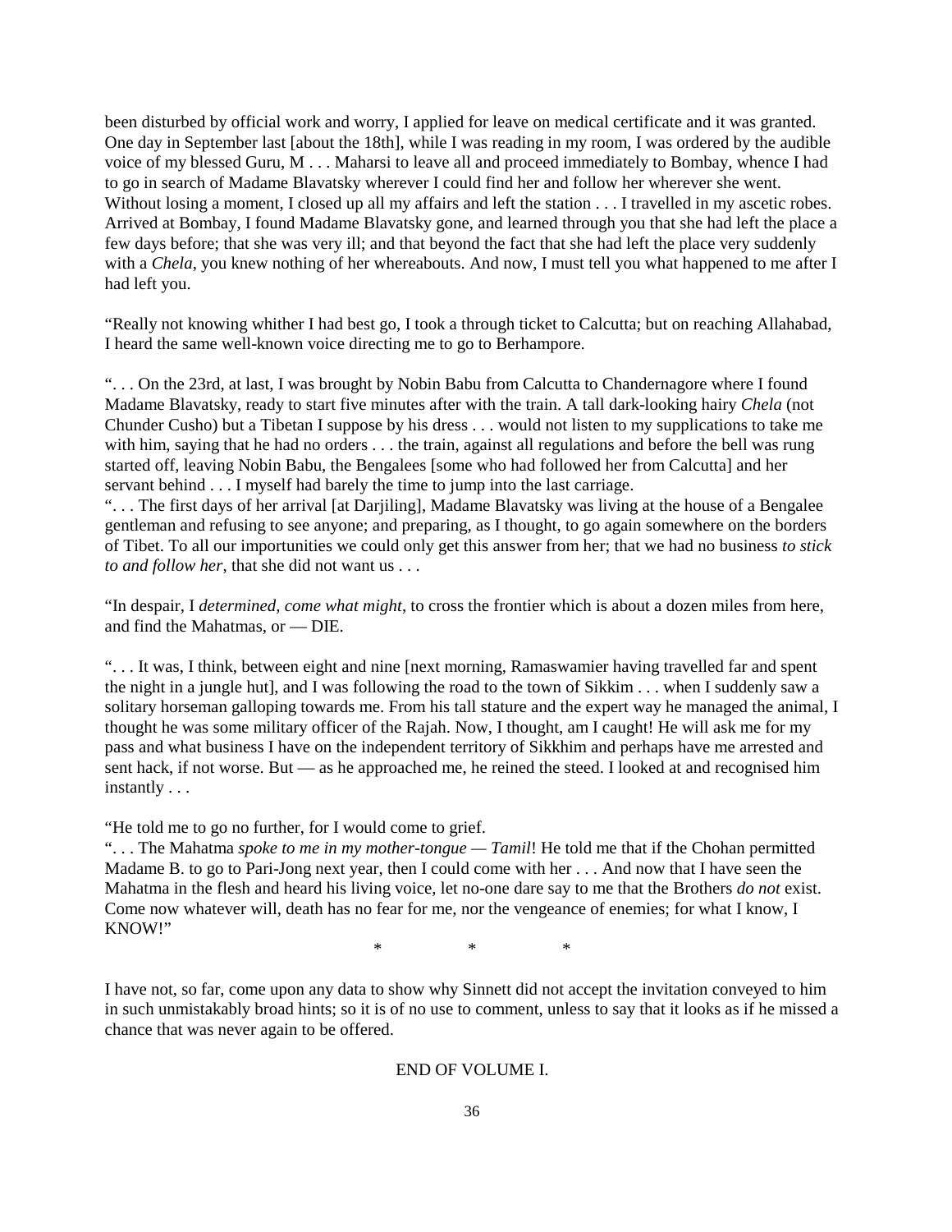been disturbed by official work and worry, I applied for leave on medical certificate and it was granted. One day in September last [about the 18th], while I was reading in my room, I was ordered by the audible voice of my blessed Guru, M . . . Maharsi to leave all and proceed immediately to Bombay, whence I had to go in search of Madame Blavatsky wherever I could find her and follow her wherever she went. Without losing a moment, I closed up all my affairs and left the station . . . I travelled in my ascetic robes. Arrived at Bombay, I found Madame Blavatsky gone, and learned through you that she had left the place a few days before; that she was very ill; and that beyond the fact that she had left the place very suddenly with a *Chela*, you knew nothing of her whereabouts. And now, I must tell you what happened to me after I had left you.

"Really not knowing whither I had best go, I took a through ticket to Calcutta; but on reaching Allahabad, I heard the same well-known voice directing me to go to Berhampore.

". . . On the 23rd, at last, I was brought by Nobin Babu from Calcutta to Chandernagore where I found Madame Blavatsky, ready to start five minutes after with the train. A tall dark-looking hairy *Chela* (not Chunder Cusho) but a Tibetan I suppose by his dress . . . would not listen to my supplications to take me with him, saying that he had no orders . . . the train, against all regulations and before the bell was rung started off, leaving Nobin Babu, the Bengalees [some who had followed her from Calcutta] and her servant behind . . . I myself had barely the time to jump into the last carriage.

". . . The first days of her arrival [at Darjiling], Madame Blavatsky was living at the house of a Bengalee gentleman and refusing to see anyone; and preparing, as I thought, to go again somewhere on the borders of Tibet. To all our importunities we could only get this answer from her; that we had no business *to stick to and follow her*, that she did not want us . . .

"In despair, I *determined, come what might*, to cross the frontier which is about a dozen miles from here, and find the Mahatmas, or — DIE.

". . . It was, I think, between eight and nine [next morning, Ramaswamier having travelled far and spent the night in a jungle hut], and I was following the road to the town of Sikkim . . . when I suddenly saw a solitary horseman galloping towards me. From his tall stature and the expert way he managed the animal, I thought he was some military officer of the Rajah. Now, I thought, am I caught! He will ask me for my pass and what business I have on the independent territory of Sikkhim and perhaps have me arrested and sent hack, if not worse. But — as he approached me, he reined the steed. I looked at and recognised him instantly . . .

"He told me to go no further, for I would come to grief.

". . . The Mahatma *spoke to me in my mother-tongue — Tamil*! He told me that if the Chohan permitted Madame B. to go to Pari-Jong next year, then I could come with her . . . And now that I have seen the Mahatma in the flesh and heard his living voice, let no-one dare say to me that the Brothers *do not* exist. Come now whatever will, death has no fear for me, nor the vengeance of enemies; for what I know, I KNOW!"

\* \* \*

I have not, so far, come upon any data to show why Sinnett did not accept the invitation conveyed to him in such unmistakably broad hints; so it is of no use to comment, unless to say that it looks as if he missed a chance that was never again to be offered.

END OF VOLUME I.